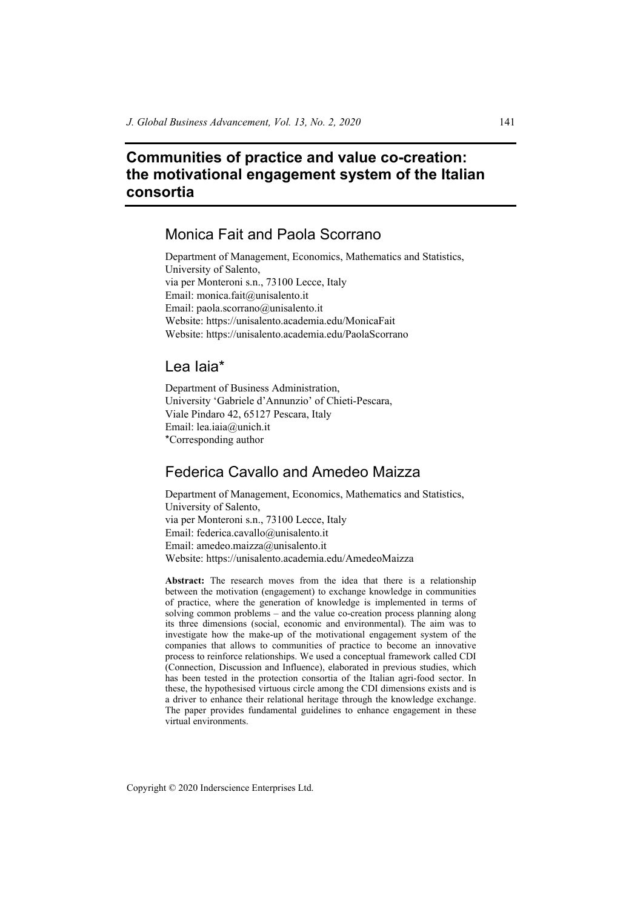# Communities of practice and value co-creation: the motivational engagement system of the Italian consortia

## Monica Fait and Paola Scorrano

Department of Management, Economics, Mathematics and Statistics,
University of Salento,
via per Monteroni s.n., 73100 Lecce, Italy
Email: monica.fait@unisalento.it
Email: paola.scorrano@unisalento.it
Website: https://unisalento.academia.edu/MonicaFait
Website: https://unisalento.academia.edu/PaolaScorrano

## Lea Iaia*

Department of Business Administration,
University 'Gabriele d'Annunzio' of Chieti-Pescara,
Viale Pindaro 42, 65127 Pescara, Italy
Email: lea.iaia@unich.it
*Corresponding author

## Federica Cavallo and Amedeo Maizza

Department of Management, Economics, Mathematics and Statistics,
University of Salento,
via per Monteroni s.n., 73100 Lecce, Italy
Email: federica.cavallo@unisalento.it
Email: amedeo.maizza@unisalento.it
Website: https://unisalento.academia.edu/AmedeoMaizza

**Abstract:** The research moves from the idea that there is a relationship between the motivation (engagement) to exchange knowledge in communities of practice, where the generation of knowledge is implemented in terms of solving common problems – and the value co-creation process planning along its three dimensions (social, economic and environmental). The aim was to investigate how the make-up of the motivational engagement system of the companies that allows to communities of practice to become an innovative process to reinforce relationships. We used a conceptual framework called CDI (Connection, Discussion and Influence), elaborated in previous studies, which has been tested in the protection consortia of the Italian agri-food sector. In these, the hypothesised virtuous circle among the CDI dimensions exists and is a driver to enhance their relational heritage through the knowledge exchange. The paper provides fundamental guidelines to enhance engagement in these virtual environments.

Copyright © 2020 Inderscience Enterprises Ltd.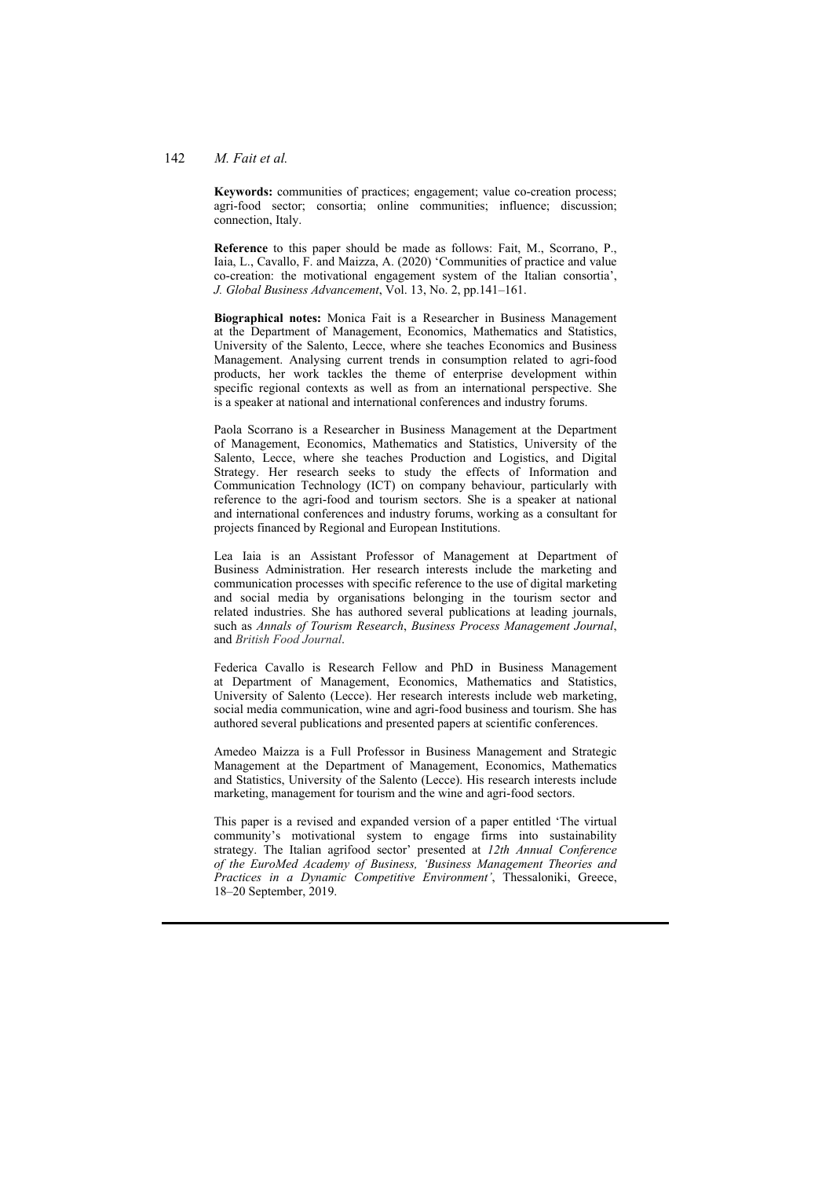**Keywords:** communities of practices; engagement; value co-creation process; agri-food sector; consortia; online communities; influence; discussion; connection, Italy.

**Reference** to this paper should be made as follows: Fait, M., Scorrano, P., Iaia, L., Cavallo, F. and Maizza, A. (2020) 'Communities of practice and value co-creation: the motivational engagement system of the Italian consortia', *J. Global Business Advancement*, Vol. 13, No. 2, pp.141–161.

**Biographical notes:** Monica Fait is a Researcher in Business Management at the Department of Management, Economics, Mathematics and Statistics, University of the Salento, Lecce, where she teaches Economics and Business Management. Analysing current trends in consumption related to agri-food products, her work tackles the theme of enterprise development within specific regional contexts as well as from an international perspective. She is a speaker at national and international conferences and industry forums.

Paola Scorrano is a Researcher in Business Management at the Department of Management, Economics, Mathematics and Statistics, University of the Salento, Lecce, where she teaches Production and Logistics, and Digital Strategy. Her research seeks to study the effects of Information and Communication Technology (ICT) on company behaviour, particularly with reference to the agri-food and tourism sectors. She is a speaker at national and international conferences and industry forums, working as a consultant for projects financed by Regional and European Institutions.

Lea Iaia is an Assistant Professor of Management at Department of Business Administration. Her research interests include the marketing and communication processes with specific reference to the use of digital marketing and social media by organisations belonging in the tourism sector and related industries. She has authored several publications at leading journals, such as *Annals of Tourism Research*, *Business Process Management Journal*, and *British Food Journal*.

Federica Cavallo is Research Fellow and PhD in Business Management at Department of Management, Economics, Mathematics and Statistics, University of Salento (Lecce). Her research interests include web marketing, social media communication, wine and agri-food business and tourism. She has authored several publications and presented papers at scientific conferences.

Amedeo Maizza is a Full Professor in Business Management and Strategic Management at the Department of Management, Economics, Mathematics and Statistics, University of the Salento (Lecce). His research interests include marketing, management for tourism and the wine and agri-food sectors.

This paper is a revised and expanded version of a paper entitled 'The virtual community's motivational system to engage firms into sustainability strategy. The Italian agrifood sector' presented at *12th Annual Conference of the EuroMed Academy of Business, 'Business Management Theories and Practices in a Dynamic Competitive Environment'*, Thessaloniki, Greece, 18–20 September, 2019.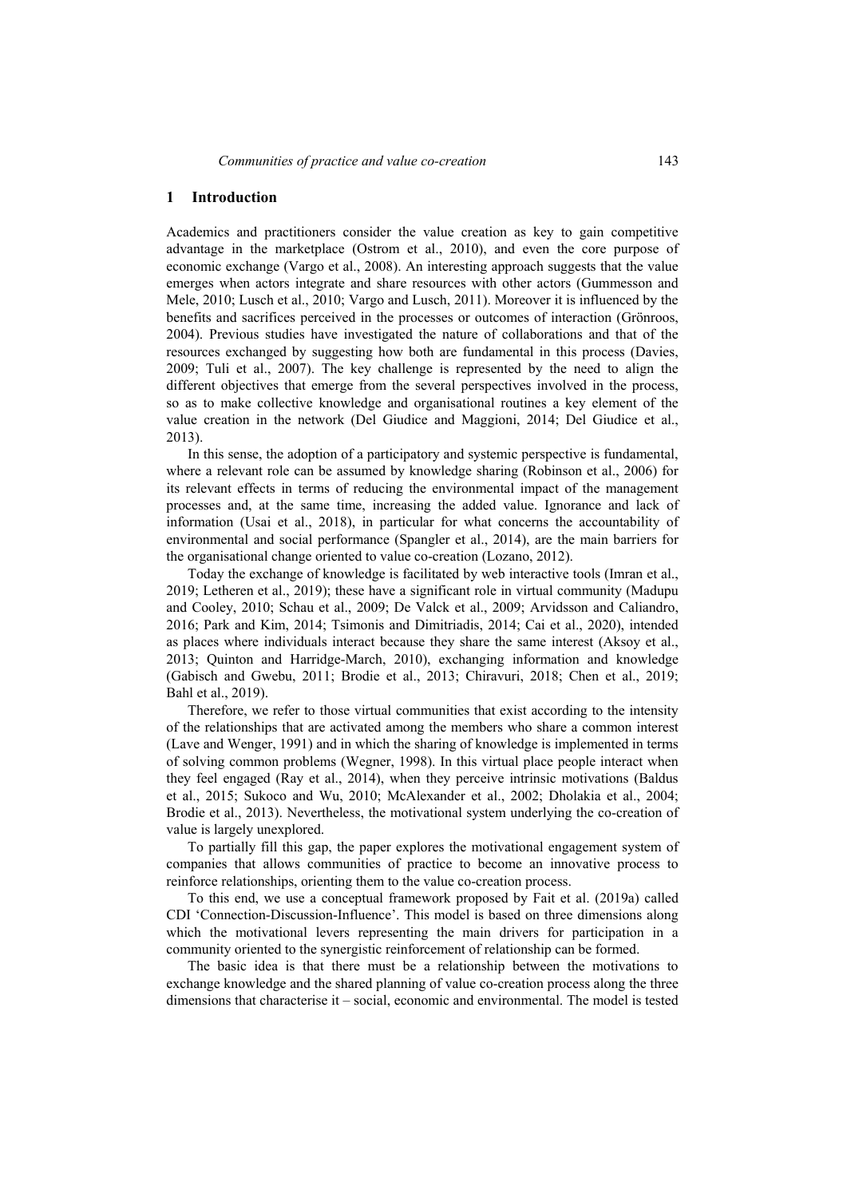## 1 Introduction

Academics and practitioners consider the value creation as key to gain competitive advantage in the marketplace (Ostrom et al., 2010), and even the core purpose of economic exchange (Vargo et al., 2008). An interesting approach suggests that the value emerges when actors integrate and share resources with other actors (Gummesson and Mele, 2010; Lusch et al., 2010; Vargo and Lusch, 2011). Moreover it is influenced by the benefits and sacrifices perceived in the processes or outcomes of interaction (Grönroos, 2004). Previous studies have investigated the nature of collaborations and that of the resources exchanged by suggesting how both are fundamental in this process (Davies, 2009; Tuli et al., 2007). The key challenge is represented by the need to align the different objectives that emerge from the several perspectives involved in the process, so as to make collective knowledge and organisational routines a key element of the value creation in the network (Del Giudice and Maggioni, 2014; Del Giudice et al., 2013).

In this sense, the adoption of a participatory and systemic perspective is fundamental, where a relevant role can be assumed by knowledge sharing (Robinson et al., 2006) for its relevant effects in terms of reducing the environmental impact of the management processes and, at the same time, increasing the added value. Ignorance and lack of information (Usai et al., 2018), in particular for what concerns the accountability of environmental and social performance (Spangler et al., 2014), are the main barriers for the organisational change oriented to value co-creation (Lozano, 2012).

Today the exchange of knowledge is facilitated by web interactive tools (Imran et al., 2019; Letheren et al., 2019); these have a significant role in virtual community (Madupu and Cooley, 2010; Schau et al., 2009; De Valck et al., 2009; Arvidsson and Caliandro, 2016; Park and Kim, 2014; Tsimonis and Dimitriadis, 2014; Cai et al., 2020), intended as places where individuals interact because they share the same interest (Aksoy et al., 2013; Quinton and Harridge-March, 2010), exchanging information and knowledge (Gabisch and Gwebu, 2011; Brodie et al., 2013; Chiravuri, 2018; Chen et al., 2019; Bahl et al., 2019).

Therefore, we refer to those virtual communities that exist according to the intensity of the relationships that are activated among the members who share a common interest (Lave and Wenger, 1991) and in which the sharing of knowledge is implemented in terms of solving common problems (Wegner, 1998). In this virtual place people interact when they feel engaged (Ray et al., 2014), when they perceive intrinsic motivations (Baldus et al., 2015; Sukoco and Wu, 2010; McAlexander et al., 2002; Dholakia et al., 2004; Brodie et al., 2013). Nevertheless, the motivational system underlying the co-creation of value is largely unexplored.

To partially fill this gap, the paper explores the motivational engagement system of companies that allows communities of practice to become an innovative process to reinforce relationships, orienting them to the value co-creation process.

To this end, we use a conceptual framework proposed by Fait et al. (2019a) called CDI 'Connection-Discussion-Influence'. This model is based on three dimensions along which the motivational levers representing the main drivers for participation in a community oriented to the synergistic reinforcement of relationship can be formed.

The basic idea is that there must be a relationship between the motivations to exchange knowledge and the shared planning of value co-creation process along the three dimensions that characterise it – social, economic and environmental. The model is tested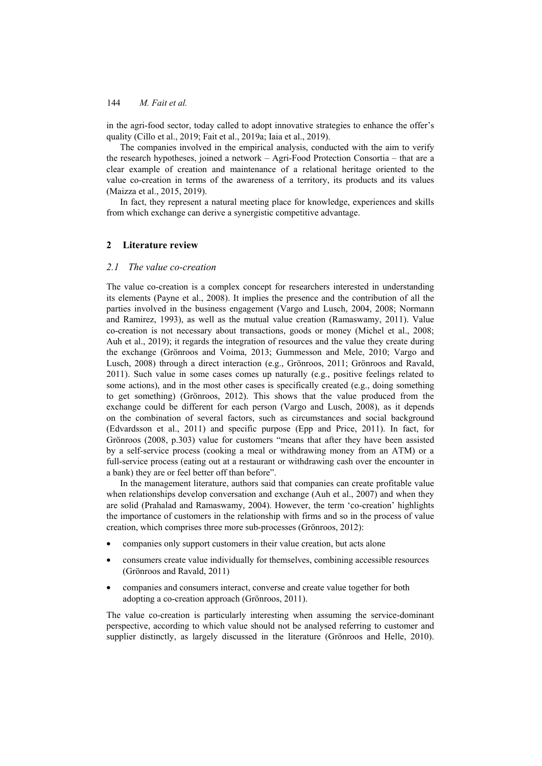in the agri-food sector, today called to adopt innovative strategies to enhance the offer's quality (Cillo et al., 2019; Fait et al., 2019a; Iaia et al., 2019).

The companies involved in the empirical analysis, conducted with the aim to verify the research hypotheses, joined a network – Agri-Food Protection Consortia – that are a clear example of creation and maintenance of a relational heritage oriented to the value co-creation in terms of the awareness of a territory, its products and its values (Maizza et al., 2015, 2019).

In fact, they represent a natural meeting place for knowledge, experiences and skills from which exchange can derive a synergistic competitive advantage.

## 2 Literature review

### *2.1 The value co-creation*

The value co-creation is a complex concept for researchers interested in understanding its elements (Payne et al., 2008). It implies the presence and the contribution of all the parties involved in the business engagement (Vargo and Lusch, 2004, 2008; Normann and Ramirez, 1993), as well as the mutual value creation (Ramaswamy, 2011). Value co-creation is not necessary about transactions, goods or money (Michel et al., 2008; Auh et al., 2019); it regards the integration of resources and the value they create during the exchange (Grönroos and Voima, 2013; Gummesson and Mele, 2010; Vargo and Lusch, 2008) through a direct interaction (e.g., Grönroos, 2011; Grönroos and Ravald, 2011). Such value in some cases comes up naturally (e.g., positive feelings related to some actions), and in the most other cases is specifically created (e.g., doing something to get something) (Grönroos, 2012). This shows that the value produced from the exchange could be different for each person (Vargo and Lusch, 2008), as it depends on the combination of several factors, such as circumstances and social background (Edvardsson et al., 2011) and specific purpose (Epp and Price, 2011). In fact, for Grönroos (2008, p.303) value for customers "means that after they have been assisted by a self-service process (cooking a meal or withdrawing money from an ATM) or a full-service process (eating out at a restaurant or withdrawing cash over the encounter in a bank) they are or feel better off than before".

In the management literature, authors said that companies can create profitable value when relationships develop conversation and exchange (Auh et al., 2007) and when they are solid (Prahalad and Ramaswamy, 2004). However, the term 'co-creation' highlights the importance of customers in the relationship with firms and so in the process of value creation, which comprises three more sub-processes (Grönroos, 2012):

- companies only support customers in their value creation, but acts alone
- consumers create value individually for themselves, combining accessible resources (Grönroos and Ravald, 2011)
- companies and consumers interact, converse and create value together for both adopting a co-creation approach (Grönroos, 2011).

The value co-creation is particularly interesting when assuming the service-dominant perspective, according to which value should not be analysed referring to customer and supplier distinctly, as largely discussed in the literature (Grönroos and Helle, 2010).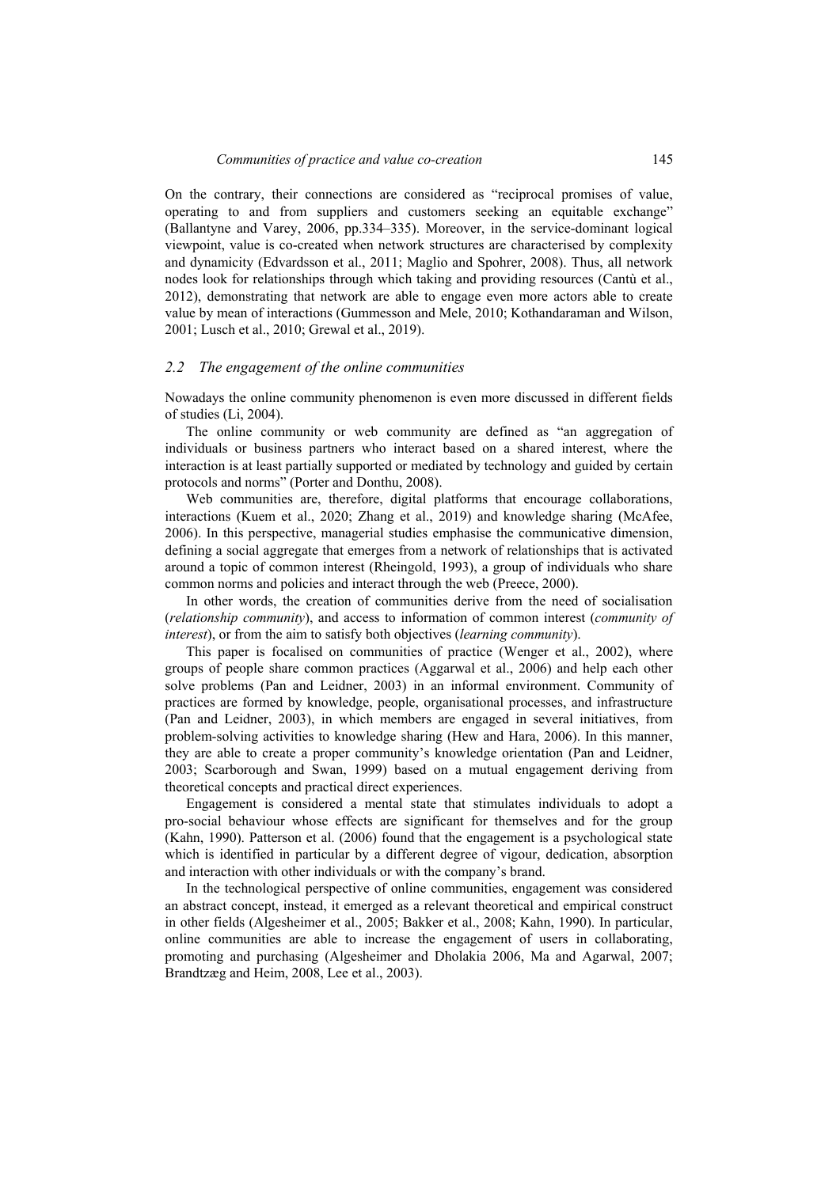On the contrary, their connections are considered as "reciprocal promises of value, operating to and from suppliers and customers seeking an equitable exchange" (Ballantyne and Varey, 2006, pp.334–335). Moreover, in the service-dominant logical viewpoint, value is co-created when network structures are characterised by complexity and dynamicity (Edvardsson et al., 2011; Maglio and Spohrer, 2008). Thus, all network nodes look for relationships through which taking and providing resources (Cantù et al., 2012), demonstrating that network are able to engage even more actors able to create value by mean of interactions (Gummesson and Mele, 2010; Kothandaraman and Wilson, 2001; Lusch et al., 2010; Grewal et al., 2019).

### *2.2 The engagement of the online communities*

Nowadays the online community phenomenon is even more discussed in different fields of studies (Li, 2004).

The online community or web community are defined as "an aggregation of individuals or business partners who interact based on a shared interest, where the interaction is at least partially supported or mediated by technology and guided by certain protocols and norms" (Porter and Donthu, 2008).

Web communities are, therefore, digital platforms that encourage collaborations, interactions (Kuem et al., 2020; Zhang et al., 2019) and knowledge sharing (McAfee, 2006). In this perspective, managerial studies emphasise the communicative dimension, defining a social aggregate that emerges from a network of relationships that is activated around a topic of common interest (Rheingold, 1993), a group of individuals who share common norms and policies and interact through the web (Preece, 2000).

In other words, the creation of communities derive from the need of socialisation (*relationship community*), and access to information of common interest (*community of interest*), or from the aim to satisfy both objectives (*learning community*).

This paper is focalised on communities of practice (Wenger et al., 2002), where groups of people share common practices (Aggarwal et al., 2006) and help each other solve problems (Pan and Leidner, 2003) in an informal environment. Community of practices are formed by knowledge, people, organisational processes, and infrastructure (Pan and Leidner, 2003), in which members are engaged in several initiatives, from problem-solving activities to knowledge sharing (Hew and Hara, 2006). In this manner, they are able to create a proper community's knowledge orientation (Pan and Leidner, 2003; Scarborough and Swan, 1999) based on a mutual engagement deriving from theoretical concepts and practical direct experiences.

Engagement is considered a mental state that stimulates individuals to adopt a pro-social behaviour whose effects are significant for themselves and for the group (Kahn, 1990). Patterson et al. (2006) found that the engagement is a psychological state which is identified in particular by a different degree of vigour, dedication, absorption and interaction with other individuals or with the company's brand.

In the technological perspective of online communities, engagement was considered an abstract concept, instead, it emerged as a relevant theoretical and empirical construct in other fields (Algesheimer et al., 2005; Bakker et al., 2008; Kahn, 1990). In particular, online communities are able to increase the engagement of users in collaborating, promoting and purchasing (Algesheimer and Dholakia 2006, Ma and Agarwal, 2007; Brandtzæg and Heim, 2008, Lee et al., 2003).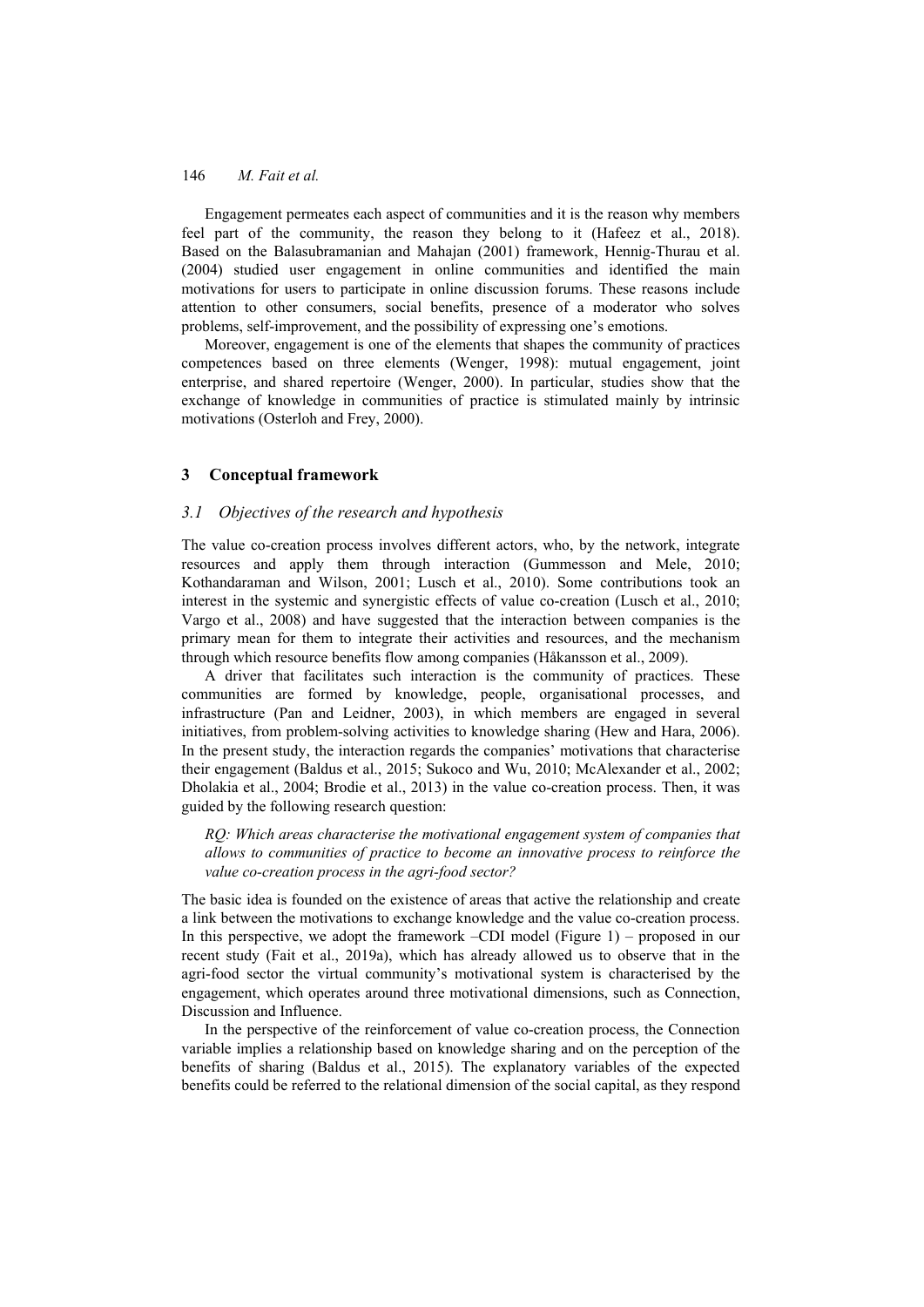Engagement permeates each aspect of communities and it is the reason why members feel part of the community, the reason they belong to it (Hafeez et al., 2018). Based on the Balasubramanian and Mahajan (2001) framework, Hennig-Thurau et al. (2004) studied user engagement in online communities and identified the main motivations for users to participate in online discussion forums. These reasons include attention to other consumers, social benefits, presence of a moderator who solves problems, self-improvement, and the possibility of expressing one's emotions.

Moreover, engagement is one of the elements that shapes the community of practices competences based on three elements (Wenger, 1998): mutual engagement, joint enterprise, and shared repertoire (Wenger, 2000). In particular, studies show that the exchange of knowledge in communities of practice is stimulated mainly by intrinsic motivations (Osterloh and Frey, 2000).

## 3 Conceptual framework

### *3.1 Objectives of the research and hypothesis*

The value co-creation process involves different actors, who, by the network, integrate resources and apply them through interaction (Gummesson and Mele, 2010; Kothandaraman and Wilson, 2001; Lusch et al., 2010). Some contributions took an interest in the systemic and synergistic effects of value co-creation (Lusch et al., 2010; Vargo et al., 2008) and have suggested that the interaction between companies is the primary mean for them to integrate their activities and resources, and the mechanism through which resource benefits flow among companies (Håkansson et al., 2009).

A driver that facilitates such interaction is the community of practices. These communities are formed by knowledge, people, organisational processes, and infrastructure (Pan and Leidner, 2003), in which members are engaged in several initiatives, from problem-solving activities to knowledge sharing (Hew and Hara, 2006). In the present study, the interaction regards the companies' motivations that characterise their engagement (Baldus et al., 2015; Sukoco and Wu, 2010; McAlexander et al., 2002; Dholakia et al., 2004; Brodie et al., 2013) in the value co-creation process. Then, it was guided by the following research question:

> *RQ: Which areas characterise the motivational engagement system of companies that allows to communities of practice to become an innovative process to reinforce the value co-creation process in the agri-food sector?*

The basic idea is founded on the existence of areas that active the relationship and create a link between the motivations to exchange knowledge and the value co-creation process. In this perspective, we adopt the framework –CDI model (Figure 1) – proposed in our recent study (Fait et al., 2019a), which has already allowed us to observe that in the agri-food sector the virtual community's motivational system is characterised by the engagement, which operates around three motivational dimensions, such as Connection, Discussion and Influence.

In the perspective of the reinforcement of value co-creation process, the Connection variable implies a relationship based on knowledge sharing and on the perception of the benefits of sharing (Baldus et al., 2015). The explanatory variables of the expected benefits could be referred to the relational dimension of the social capital, as they respond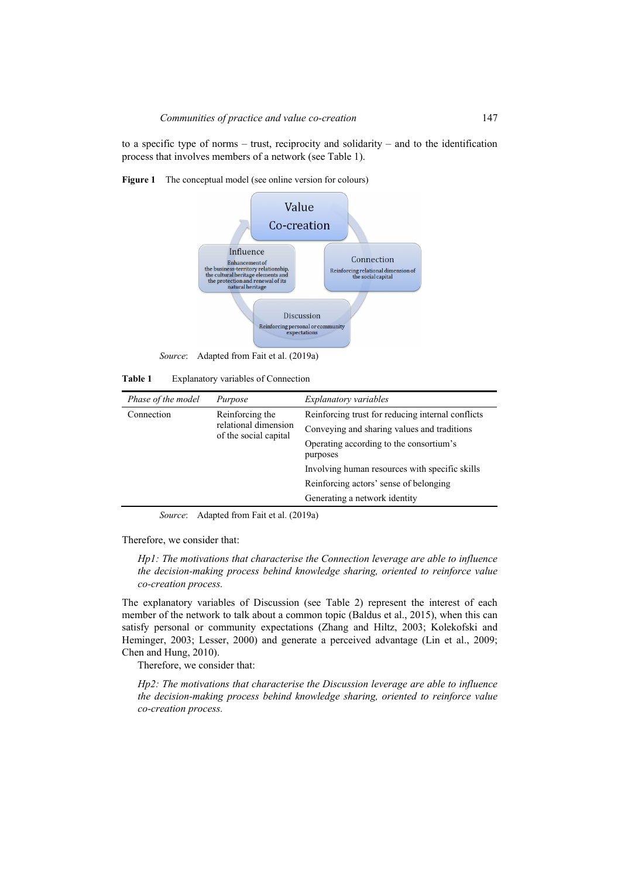to a specific type of norms – trust, reciprocity and solidarity – and to the identification process that involves members of a network (see Table 1).

**Figure 1** The conceptual model (see online version for colours)

Value Co-creation

Influence
Enhancement of the business-territory relationship, the cultural heritage elements and the protection and renewal of its natural heritage

Connection
Reinforcing relational dimension of the social capital

Discussion
Reinforcing personal or community expectations

*Source*: Adapted from Fait et al. (2019a)

**Table 1** Explanatory variables of Connection

| *Phase of the model* | *Purpose* | *Explanatory variables* |
|---|---|---|
| Connection | Reinforcing the relational dimension of the social capital | Reinforcing trust for reducing internal conflicts |
| | | Conveying and sharing values and traditions |
| | | Operating according to the consortium's purposes |
| | | Involving human resources with specific skills |
| | | Reinforcing actors' sense of belonging |
| | | Generating a network identity |

*Source*: Adapted from Fait et al. (2019a)

Therefore, we consider that:

> *Hp1: The motivations that characterise the Connection leverage are able to influence the decision-making process behind knowledge sharing, oriented to reinforce value co-creation process.*

The explanatory variables of Discussion (see Table 2) represent the interest of each member of the network to talk about a common topic (Baldus et al., 2015), when this can satisfy personal or community expectations (Zhang and Hiltz, 2003; Kolekofski and Heminger, 2003; Lesser, 2000) and generate a perceived advantage (Lin et al., 2009; Chen and Hung, 2010).

Therefore, we consider that:

> *Hp2: The motivations that characterise the Discussion leverage are able to influence the decision-making process behind knowledge sharing, oriented to reinforce value co-creation process.*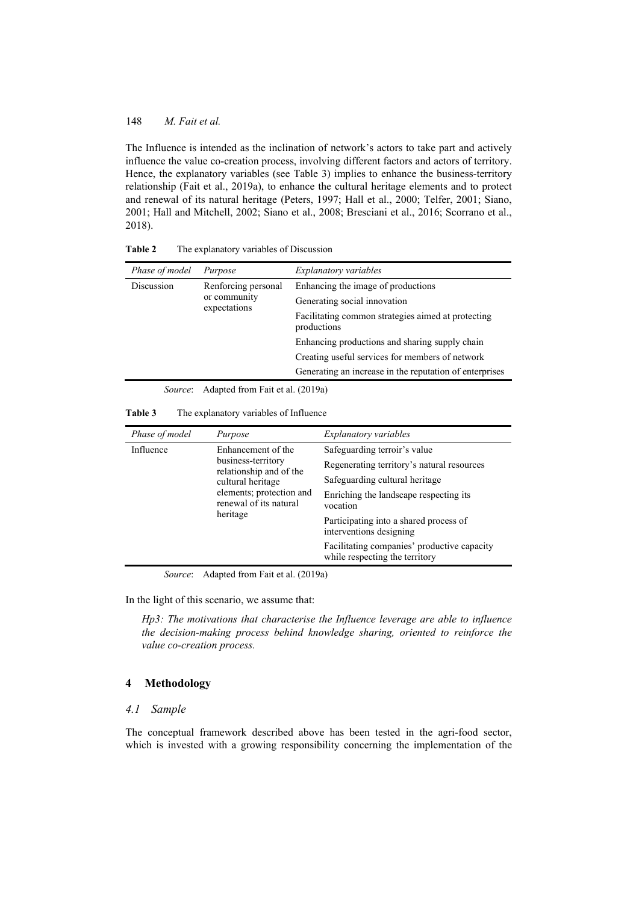The Influence is intended as the inclination of network's actors to take part and actively influence the value co-creation process, involving different factors and actors of territory. Hence, the explanatory variables (see Table 3) implies to enhance the business-territory relationship (Fait et al., 2019a), to enhance the cultural heritage elements and to protect and renewal of its natural heritage (Peters, 1997; Hall et al., 2000; Telfer, 2001; Siano, 2001; Hall and Mitchell, 2002; Siano et al., 2008; Bresciani et al., 2016; Scorrano et al., 2018).

**Table 2** The explanatory variables of Discussion

| *Phase of model* | *Purpose* | *Explanatory variables* |
|---|---|---|
| Discussion | Renforcing personal or community expectations | Enhancing the image of productions |
| | | Generating social innovation |
| | | Facilitating common strategies aimed at protecting productions |
| | | Enhancing productions and sharing supply chain |
| | | Creating useful services for members of network |
| | | Generating an increase in the reputation of enterprises |

*Source*: Adapted from Fait et al. (2019a)

**Table 3** The explanatory variables of Influence

| *Phase of model* | *Purpose* | *Explanatory variables* |
|---|---|---|
| Influence | Enhancement of the business-territory relationship and of the cultural heritage elements; protection and renewal of its natural heritage | Safeguarding terroir's value |
| | | Regenerating territory's natural resources |
| | | Safeguarding cultural heritage |
| | | Enriching the landscape respecting its vocation |
| | | Participating into a shared process of interventions designing |
| | | Facilitating companies' productive capacity while respecting the territory |

*Source*: Adapted from Fait et al. (2019a)

In the light of this scenario, we assume that:

> *Hp3: The motivations that characterise the Influence leverage are able to influence the decision-making process behind knowledge sharing, oriented to reinforce the value co-creation process.*

## 4 Methodology

### 4.1 Sample

The conceptual framework described above has been tested in the agri-food sector, which is invested with a growing responsibility concerning the implementation of the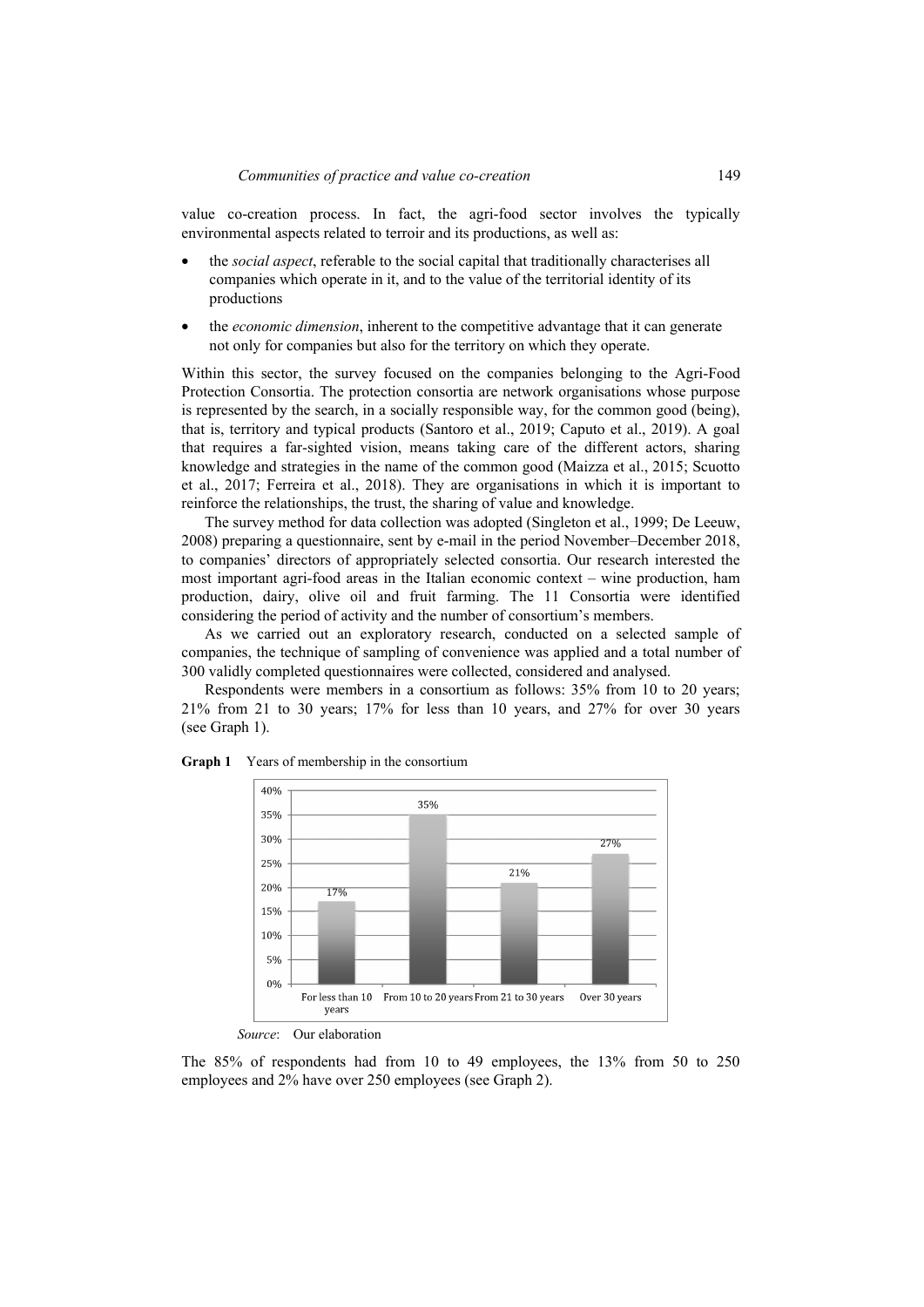value co-creation process. In fact, the agri-food sector involves the typically environmental aspects related to terroir and its productions, as well as:

- the *social aspect*, referable to the social capital that traditionally characterises all companies which operate in it, and to the value of the territorial identity of its productions
- the *economic dimension*, inherent to the competitive advantage that it can generate not only for companies but also for the territory on which they operate.

Within this sector, the survey focused on the companies belonging to the Agri-Food Protection Consortia. The protection consortia are network organisations whose purpose is represented by the search, in a socially responsible way, for the common good (being), that is, territory and typical products (Santoro et al., 2019; Caputo et al., 2019). A goal that requires a far-sighted vision, means taking care of the different actors, sharing knowledge and strategies in the name of the common good (Maizza et al., 2015; Scuotto et al., 2017; Ferreira et al., 2018). They are organisations in which it is important to reinforce the relationships, the trust, the sharing of value and knowledge.

The survey method for data collection was adopted (Singleton et al., 1999; De Leeuw, 2008) preparing a questionnaire, sent by e-mail in the period November–December 2018, to companies' directors of appropriately selected consortia. Our research interested the most important agri-food areas in the Italian economic context – wine production, ham production, dairy, olive oil and fruit farming. The 11 Consortia were identified considering the period of activity and the number of consortium's members.

As we carried out an exploratory research, conducted on a selected sample of companies, the technique of sampling of convenience was applied and a total number of 300 validly completed questionnaires were collected, considered and analysed.

Respondents were members in a consortium as follows: 35% from 10 to 20 years; 21% from 21 to 30 years; 17% for less than 10 years, and 27% for over 30 years (see Graph 1).

**Graph 1** Years of membership in the consortium

40%
35%
30%
25%
20%
15%
10%
5%
0%

17%
35%
21%
27%

For less than 10 years
From 10 to 20 years
From 21 to 30 years
Over 30 years

*Source*: Our elaboration

The 85% of respondents had from 10 to 49 employees, the 13% from 50 to 250 employees and 2% have over 250 employees (see Graph 2).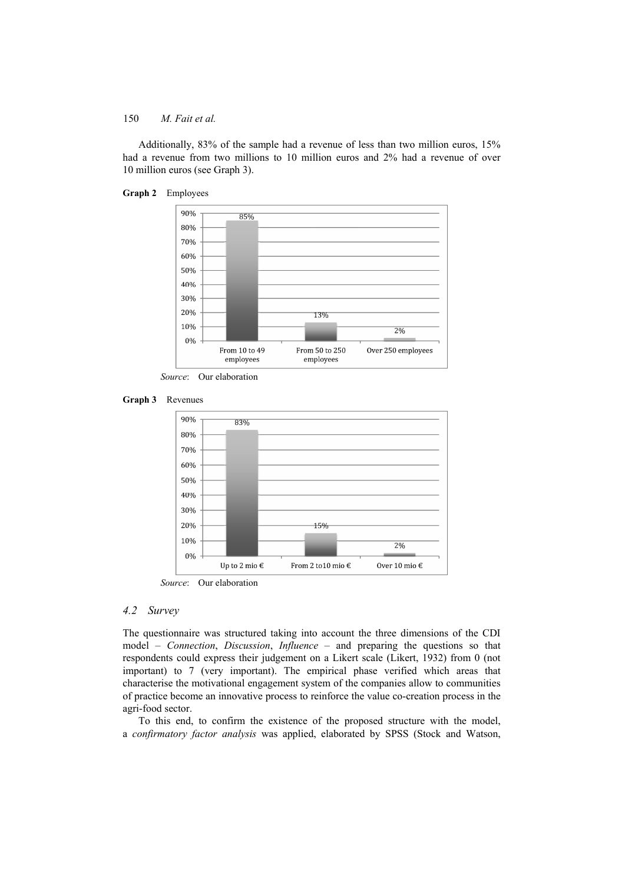Additionally, 83% of the sample had a revenue of less than two million euros, 15% had a revenue from two millions to 10 million euros and 2% had a revenue of over 10 million euros (see Graph 3).

**Graph 2** Employees

90%
80%
70%
60%
50%
40%
30%
20%
10%
0%

85%
13%
2%

From 10 to 49 employees
From 50 to 250 employees
Over 250 employees

*Source*: Our elaboration

**Graph 3** Revenues

90%
80%
70%
60%
50%
40%
30%
20%
10%
0%

83%
15%
2%

Up to 2 mio €
From 2 to10 mio €
Over 10 mio €

*Source*: Our elaboration

### *4.2 Survey*

The questionnaire was structured taking into account the three dimensions of the CDI model – *Connection*, *Discussion*, *Influence* – and preparing the questions so that respondents could express their judgement on a Likert scale (Likert, 1932) from 0 (not important) to 7 (very important). The empirical phase verified which areas that characterise the motivational engagement system of the companies allow to communities of practice become an innovative process to reinforce the value co-creation process in the agri-food sector.

To this end, to confirm the existence of the proposed structure with the model, a *confirmatory factor analysis* was applied, elaborated by SPSS (Stock and Watson,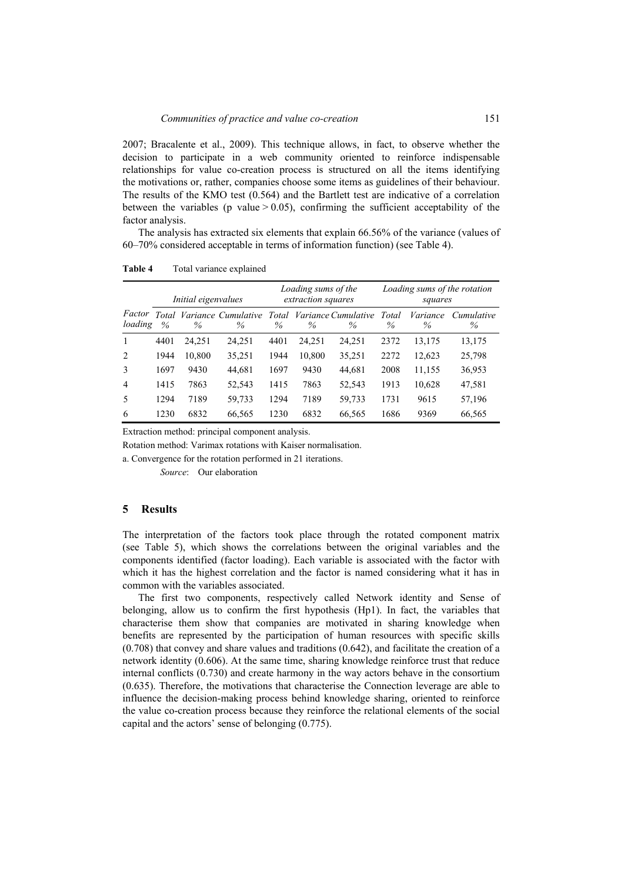2007; Bracalente et al., 2009). This technique allows, in fact, to observe whether the decision to participate in a web community oriented to reinforce indispensable relationships for value co-creation process is structured on all the items identifying the motivations or, rather, companies choose some items as guidelines of their behaviour. The results of the KMO test (0.564) and the Bartlett test are indicative of a correlation between the variables (p value > 0.05), confirming the sufficient acceptability of the factor analysis.

The analysis has extracted six elements that explain 66.56% of the variance (values of 60–70% considered acceptable in terms of information function) (see Table 4).

**Table 4** Total variance explained

| | *Initial eigenvalues* | | | *Loading sums of the extraction squares* | | | *Loading sums of the rotation squares* | | |
|---|---|---|---|---|---|---|---|---|---|
| *Factor loading* | *Total %* | *Variance %* | *Cumulative %* | *Total %* | *Variance %* | *Cumulative %* | *Total %* | *Variance %* | *Cumulative %* |
| 1 | 4401 | 24,251 | 24,251 | 4401 | 24,251 | 24,251 | 2372 | 13,175 | 13,175 |
| 2 | 1944 | 10,800 | 35,251 | 1944 | 10,800 | 35,251 | 2272 | 12,623 | 25,798 |
| 3 | 1697 | 9430 | 44,681 | 1697 | 9430 | 44,681 | 2008 | 11,155 | 36,953 |
| 4 | 1415 | 7863 | 52,543 | 1415 | 7863 | 52,543 | 1913 | 10,628 | 47,581 |
| 5 | 1294 | 7189 | 59,733 | 1294 | 7189 | 59,733 | 1731 | 9615 | 57,196 |
| 6 | 1230 | 6832 | 66,565 | 1230 | 6832 | 66,565 | 1686 | 9369 | 66,565 |

Extraction method: principal component analysis.

Rotation method: Varimax rotations with Kaiser normalisation.

a. Convergence for the rotation performed in 21 iterations.

*Source*: Our elaboration

## 5 Results

The interpretation of the factors took place through the rotated component matrix (see Table 5), which shows the correlations between the original variables and the components identified (factor loading). Each variable is associated with the factor with which it has the highest correlation and the factor is named considering what it has in common with the variables associated.

The first two components, respectively called Network identity and Sense of belonging, allow us to confirm the first hypothesis (Hp1). In fact, the variables that characterise them show that companies are motivated in sharing knowledge when benefits are represented by the participation of human resources with specific skills (0.708) that convey and share values and traditions (0.642), and facilitate the creation of a network identity (0.606). At the same time, sharing knowledge reinforce trust that reduce internal conflicts (0.730) and create harmony in the way actors behave in the consortium (0.635). Therefore, the motivations that characterise the Connection leverage are able to influence the decision-making process behind knowledge sharing, oriented to reinforce the value co-creation process because they reinforce the relational elements of the social capital and the actors' sense of belonging (0.775).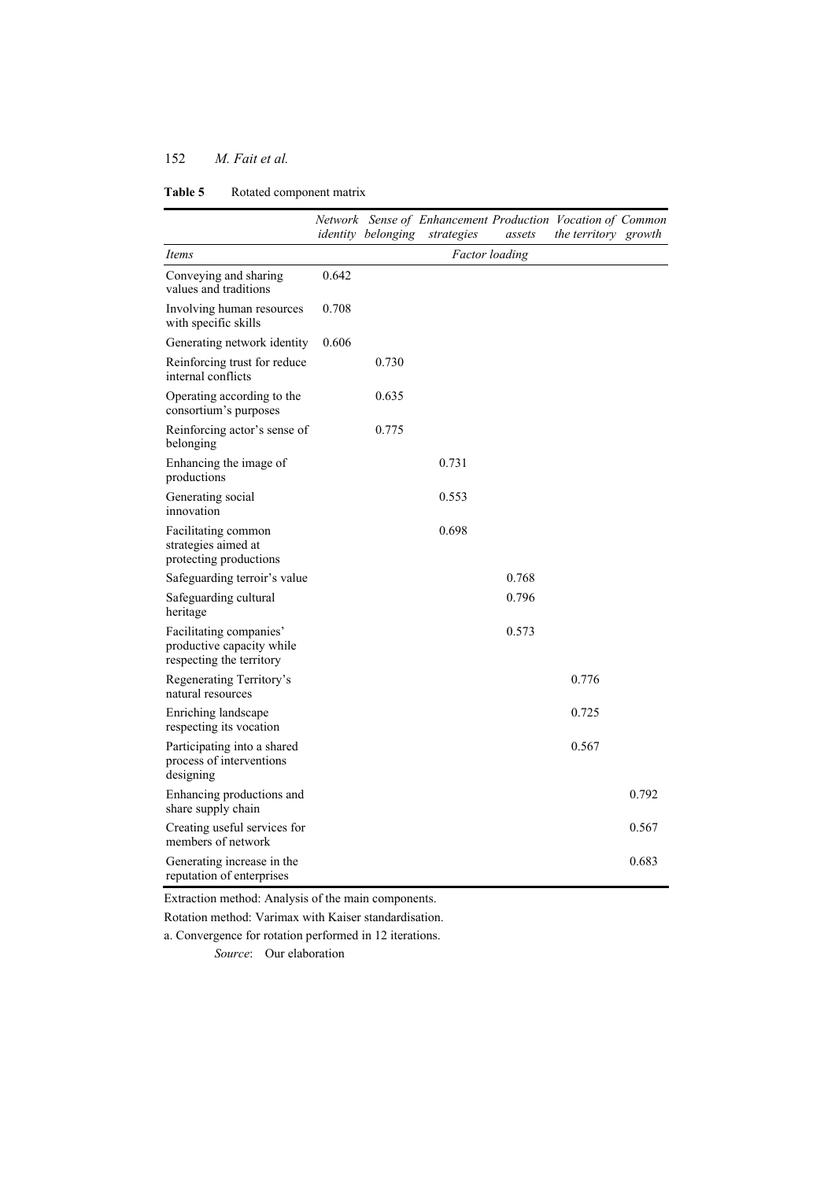**Table 5** Rotated component matrix

| | *Network identity* | *Sense of belonging* | *Enhancement strategies* | *Production assets* | *Vocation of the territory* | *Common growth* |
|---|---|---|---|---|---|---|
| *Items* | | | *Factor loading* | | | |
| Conveying and sharing values and traditions | 0.642 | | | | | |
| Involving human resources with specific skills | 0.708 | | | | | |
| Generating network identity | 0.606 | | | | | |
| Reinforcing trust for reduce internal conflicts | | 0.730 | | | | |
| Operating according to the consortium's purposes | | 0.635 | | | | |
| Reinforcing actor's sense of belonging | | 0.775 | | | | |
| Enhancing the image of productions | | | 0.731 | | | |
| Generating social innovation | | | 0.553 | | | |
| Facilitating common strategies aimed at protecting productions | | | 0.698 | | | |
| Safeguarding terroir's value | | | | 0.768 | | |
| Safeguarding cultural heritage | | | | 0.796 | | |
| Facilitating companies' productive capacity while respecting the territory | | | | 0.573 | | |
| Regenerating Territory's natural resources | | | | | 0.776 | |
| Enriching landscape respecting its vocation | | | | | 0.725 | |
| Participating into a shared process of interventions designing | | | | | 0.567 | |
| Enhancing productions and share supply chain | | | | | | 0.792 |
| Creating useful services for members of network | | | | | | 0.567 |
| Generating increase in the reputation of enterprises | | | | | | 0.683 |

Extraction method: Analysis of the main components.

Rotation method: Varimax with Kaiser standardisation.

a. Convergence for rotation performed in 12 iterations.

*Source*: Our elaboration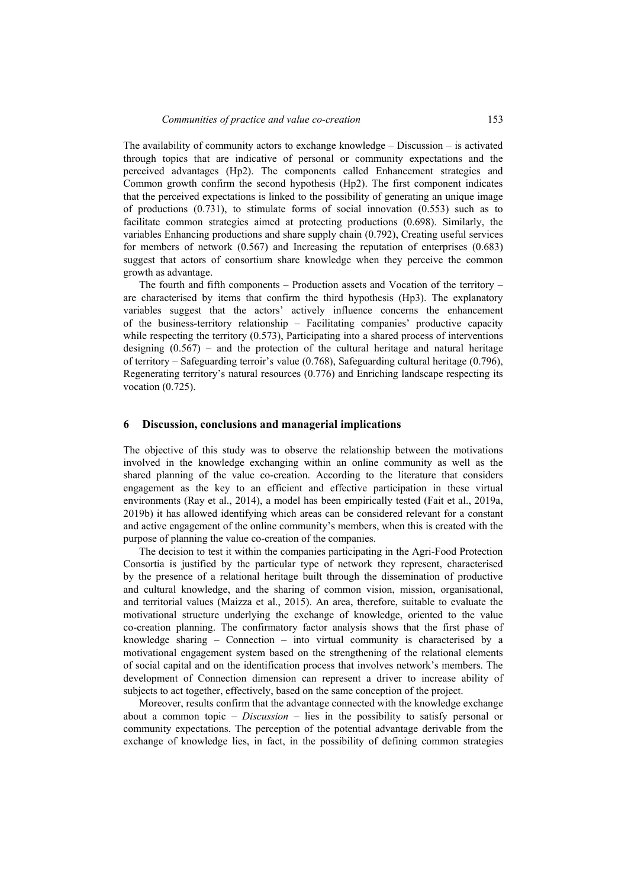The availability of community actors to exchange knowledge – Discussion – is activated through topics that are indicative of personal or community expectations and the perceived advantages (Hp2). The components called Enhancement strategies and Common growth confirm the second hypothesis (Hp2). The first component indicates that the perceived expectations is linked to the possibility of generating an unique image of productions (0.731), to stimulate forms of social innovation (0.553) such as to facilitate common strategies aimed at protecting productions (0.698). Similarly, the variables Enhancing productions and share supply chain (0.792), Creating useful services for members of network (0.567) and Increasing the reputation of enterprises (0.683) suggest that actors of consortium share knowledge when they perceive the common growth as advantage.

The fourth and fifth components – Production assets and Vocation of the territory – are characterised by items that confirm the third hypothesis (Hp3). The explanatory variables suggest that the actors' actively influence concerns the enhancement of the business-territory relationship – Facilitating companies' productive capacity while respecting the territory (0.573), Participating into a shared process of interventions designing (0.567) – and the protection of the cultural heritage and natural heritage of territory – Safeguarding terroir's value (0.768), Safeguarding cultural heritage (0.796), Regenerating territory's natural resources (0.776) and Enriching landscape respecting its vocation (0.725).

## 6 Discussion, conclusions and managerial implications

The objective of this study was to observe the relationship between the motivations involved in the knowledge exchanging within an online community as well as the shared planning of the value co-creation. According to the literature that considers engagement as the key to an efficient and effective participation in these virtual environments (Ray et al., 2014), a model has been empirically tested (Fait et al., 2019a, 2019b) it has allowed identifying which areas can be considered relevant for a constant and active engagement of the online community's members, when this is created with the purpose of planning the value co-creation of the companies.

The decision to test it within the companies participating in the Agri-Food Protection Consortia is justified by the particular type of network they represent, characterised by the presence of a relational heritage built through the dissemination of productive and cultural knowledge, and the sharing of common vision, mission, organisational, and territorial values (Maizza et al., 2015). An area, therefore, suitable to evaluate the motivational structure underlying the exchange of knowledge, oriented to the value co-creation planning. The confirmatory factor analysis shows that the first phase of knowledge sharing – Connection – into virtual community is characterised by a motivational engagement system based on the strengthening of the relational elements of social capital and on the identification process that involves network's members. The development of Connection dimension can represent a driver to increase ability of subjects to act together, effectively, based on the same conception of the project.

Moreover, results confirm that the advantage connected with the knowledge exchange about a common topic – *Discussion* – lies in the possibility to satisfy personal or community expectations. The perception of the potential advantage derivable from the exchange of knowledge lies, in fact, in the possibility of defining common strategies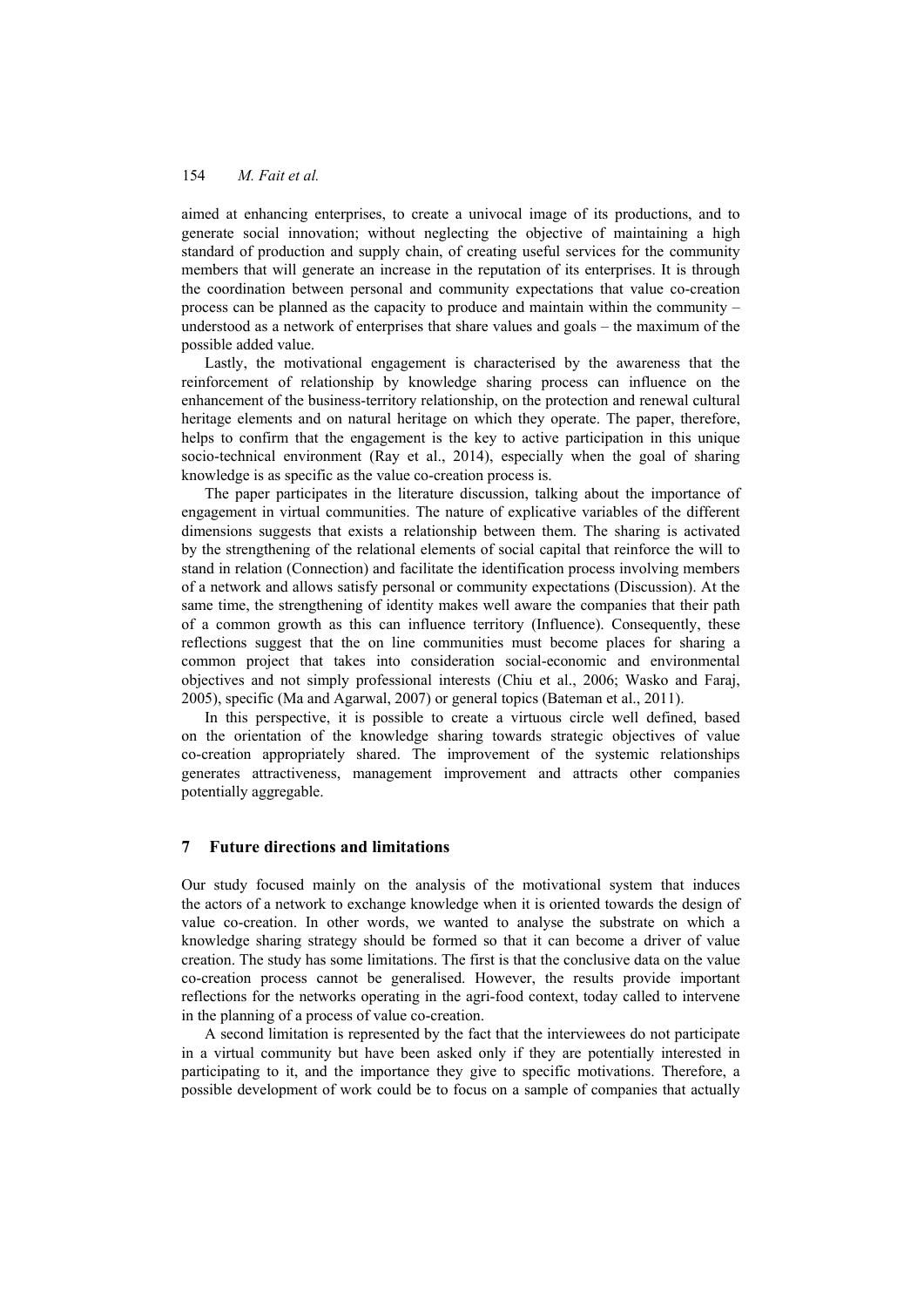aimed at enhancing enterprises, to create a univocal image of its productions, and to generate social innovation; without neglecting the objective of maintaining a high standard of production and supply chain, of creating useful services for the community members that will generate an increase in the reputation of its enterprises. It is through the coordination between personal and community expectations that value co-creation process can be planned as the capacity to produce and maintain within the community – understood as a network of enterprises that share values and goals – the maximum of the possible added value.

Lastly, the motivational engagement is characterised by the awareness that the reinforcement of relationship by knowledge sharing process can influence on the enhancement of the business-territory relationship, on the protection and renewal cultural heritage elements and on natural heritage on which they operate. The paper, therefore, helps to confirm that the engagement is the key to active participation in this unique socio-technical environment (Ray et al., 2014), especially when the goal of sharing knowledge is as specific as the value co-creation process is.

The paper participates in the literature discussion, talking about the importance of engagement in virtual communities. The nature of explicative variables of the different dimensions suggests that exists a relationship between them. The sharing is activated by the strengthening of the relational elements of social capital that reinforce the will to stand in relation (Connection) and facilitate the identification process involving members of a network and allows satisfy personal or community expectations (Discussion). At the same time, the strengthening of identity makes well aware the companies that their path of a common growth as this can influence territory (Influence). Consequently, these reflections suggest that the on line communities must become places for sharing a common project that takes into consideration social-economic and environmental objectives and not simply professional interests (Chiu et al., 2006; Wasko and Faraj, 2005), specific (Ma and Agarwal, 2007) or general topics (Bateman et al., 2011).

In this perspective, it is possible to create a virtuous circle well defined, based on the orientation of the knowledge sharing towards strategic objectives of value co-creation appropriately shared. The improvement of the systemic relationships generates attractiveness, management improvement and attracts other companies potentially aggregable.

## 7 Future directions and limitations

Our study focused mainly on the analysis of the motivational system that induces the actors of a network to exchange knowledge when it is oriented towards the design of value co-creation. In other words, we wanted to analyse the substrate on which a knowledge sharing strategy should be formed so that it can become a driver of value creation. The study has some limitations. The first is that the conclusive data on the value co-creation process cannot be generalised. However, the results provide important reflections for the networks operating in the agri-food context, today called to intervene in the planning of a process of value co-creation.

A second limitation is represented by the fact that the interviewees do not participate in a virtual community but have been asked only if they are potentially interested in participating to it, and the importance they give to specific motivations. Therefore, a possible development of work could be to focus on a sample of companies that actually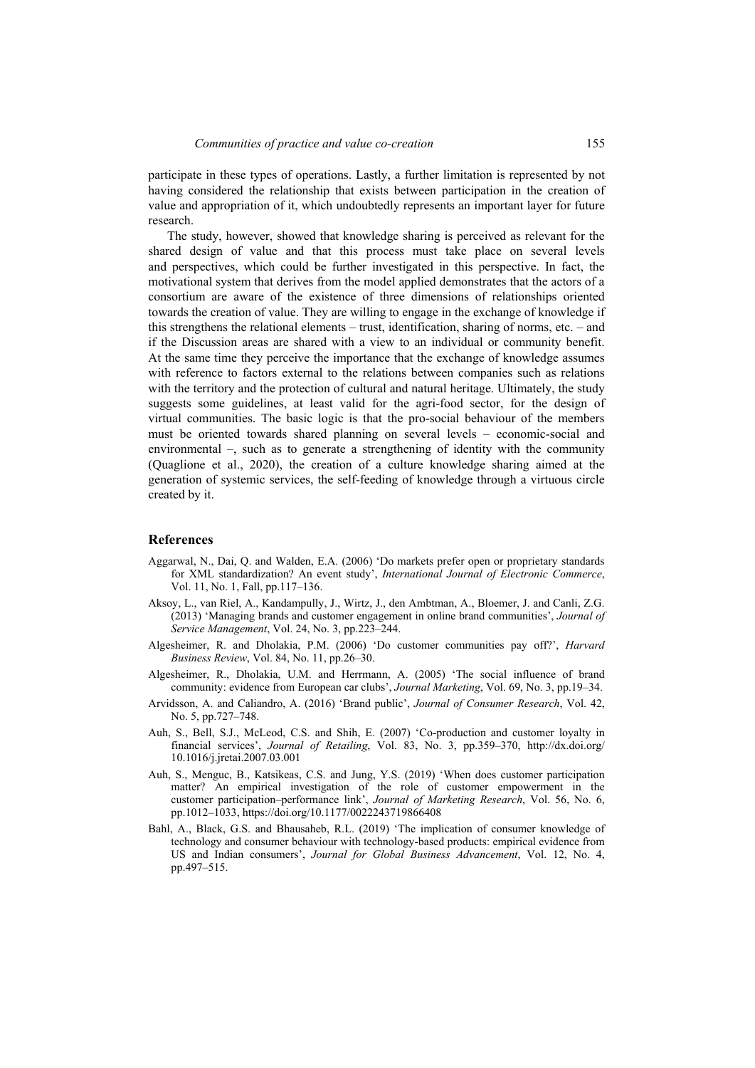participate in these types of operations. Lastly, a further limitation is represented by not having considered the relationship that exists between participation in the creation of value and appropriation of it, which undoubtedly represents an important layer for future research.

The study, however, showed that knowledge sharing is perceived as relevant for the shared design of value and that this process must take place on several levels and perspectives, which could be further investigated in this perspective. In fact, the motivational system that derives from the model applied demonstrates that the actors of a consortium are aware of the existence of three dimensions of relationships oriented towards the creation of value. They are willing to engage in the exchange of knowledge if this strengthens the relational elements – trust, identification, sharing of norms, etc. – and if the Discussion areas are shared with a view to an individual or community benefit. At the same time they perceive the importance that the exchange of knowledge assumes with reference to factors external to the relations between companies such as relations with the territory and the protection of cultural and natural heritage. Ultimately, the study suggests some guidelines, at least valid for the agri-food sector, for the design of virtual communities. The basic logic is that the pro-social behaviour of the members must be oriented towards shared planning on several levels – economic-social and environmental –, such as to generate a strengthening of identity with the community (Quaglione et al., 2020), the creation of a culture knowledge sharing aimed at the generation of systemic services, the self-feeding of knowledge through a virtuous circle created by it.

## References

Aggarwal, N., Dai, Q. and Walden, E.A. (2006) 'Do markets prefer open or proprietary standards for XML standardization? An event study', *International Journal of Electronic Commerce*, Vol. 11, No. 1, Fall, pp.117–136.

Aksoy, L., van Riel, A., Kandampully, J., Wirtz, J., den Ambtman, A., Bloemer, J. and Canli, Z.G. (2013) 'Managing brands and customer engagement in online brand communities', *Journal of Service Management*, Vol. 24, No. 3, pp.223–244.

Algesheimer, R. and Dholakia, P.M. (2006) 'Do customer communities pay off?', *Harvard Business Review*, Vol. 84, No. 11, pp.26–30.

Algesheimer, R., Dholakia, U.M. and Herrmann, A. (2005) 'The social influence of brand community: evidence from European car clubs', *Journal Marketing*, Vol. 69, No. 3, pp.19–34.

Arvidsson, A. and Caliandro, A. (2016) 'Brand public', *Journal of Consumer Research*, Vol. 42, No. 5, pp.727–748.

Auh, S., Bell, S.J., McLeod, C.S. and Shih, E. (2007) 'Co-production and customer loyalty in financial services', *Journal of Retailing*, Vol. 83, No. 3, pp.359–370, http://dx.doi.org/10.1016/j.jretai.2007.03.001

Auh, S., Menguc, B., Katsikeas, C.S. and Jung, Y.S. (2019) 'When does customer participation matter? An empirical investigation of the role of customer empowerment in the customer participation–performance link', *Journal of Marketing Research*, Vol. 56, No. 6, pp.1012–1033, https://doi.org/10.1177/0022243719866408

Bahl, A., Black, G.S. and Bhausaheb, R.L. (2019) 'The implication of consumer knowledge of technology and consumer behaviour with technology-based products: empirical evidence from US and Indian consumers', *Journal for Global Business Advancement*, Vol. 12, No. 4, pp.497–515.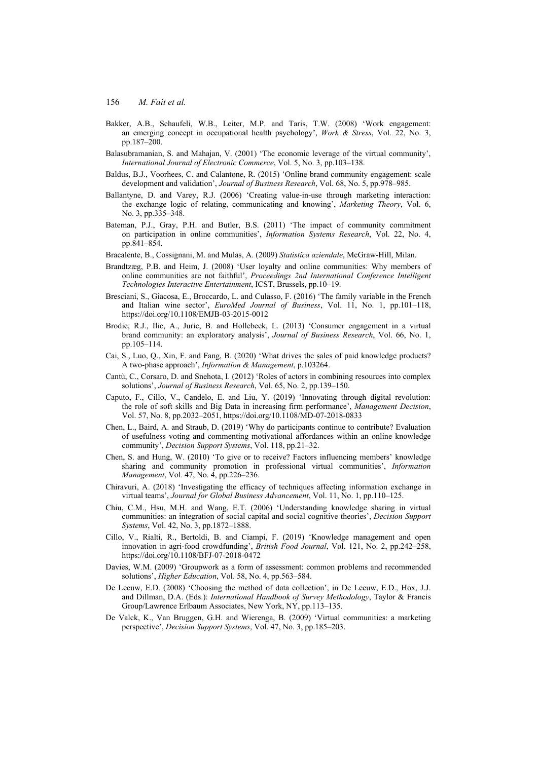Bakker, A.B., Schaufeli, W.B., Leiter, M.P. and Taris, T.W. (2008) 'Work engagement: an emerging concept in occupational health psychology', *Work & Stress*, Vol. 22, No. 3, pp.187–200.

Balasubramanian, S. and Mahajan, V. (2001) 'The economic leverage of the virtual community', *International Journal of Electronic Commerce*, Vol. 5, No. 3, pp.103–138.

Baldus, B.J., Voorhees, C. and Calantone, R. (2015) 'Online brand community engagement: scale development and validation', *Journal of Business Research*, Vol. 68, No. 5, pp.978–985.

Ballantyne, D. and Varey, R.J. (2006) 'Creating value-in-use through marketing interaction: the exchange logic of relating, communicating and knowing', *Marketing Theory*, Vol. 6, No. 3, pp.335–348.

Bateman, P.J., Gray, P.H. and Butler, B.S. (2011) 'The impact of community commitment on participation in online communities', *Information Systems Research*, Vol. 22, No. 4, pp.841–854.

Bracalente, B., Cossignani, M. and Mulas, A. (2009) *Statistica aziendale*, McGraw-Hill, Milan.

Brandtzæg, P.B. and Heim, J. (2008) 'User loyalty and online communities: Why members of online communities are not faithful', *Proceedings 2nd International Conference Intelligent Technologies Interactive Entertainment*, ICST, Brussels, pp.10–19.

Bresciani, S., Giacosa, E., Broccardo, L. and Culasso, F. (2016) 'The family variable in the French and Italian wine sector', *EuroMed Journal of Business*, Vol. 11, No. 1, pp.101–118, https://doi.org/10.1108/EMJB-03-2015-0012

Brodie, R.J., Ilic, A., Juric, B. and Hollebeek, L. (2013) 'Consumer engagement in a virtual brand community: an exploratory analysis', *Journal of Business Research*, Vol. 66, No. 1, pp.105–114.

Cai, S., Luo, Q., Xin, F. and Fang, B. (2020) 'What drives the sales of paid knowledge products? A two-phase approach', *Information & Management*, p.103264.

Cantù, C., Corsaro, D. and Snehota, I. (2012) 'Roles of actors in combining resources into complex solutions', *Journal of Business Research*, Vol. 65, No. 2, pp.139–150.

Caputo, F., Cillo, V., Candelo, E. and Liu, Y. (2019) 'Innovating through digital revolution: the role of soft skills and Big Data in increasing firm performance', *Management Decision*, Vol. 57, No. 8, pp.2032–2051, https://doi.org/10.1108/MD-07-2018-0833

Chen, L., Baird, A. and Straub, D. (2019) 'Why do participants continue to contribute? Evaluation of usefulness voting and commenting motivational affordances within an online knowledge community', *Decision Support Systems*, Vol. 118, pp.21–32.

Chen, S. and Hung, W. (2010) 'To give or to receive? Factors influencing members' knowledge sharing and community promotion in professional virtual communities', *Information Management*, Vol. 47, No. 4, pp.226–236.

Chiravuri, A. (2018) 'Investigating the efficacy of techniques affecting information exchange in virtual teams', *Journal for Global Business Advancement*, Vol. 11, No. 1, pp.110–125.

Chiu, C.M., Hsu, M.H. and Wang, E.T. (2006) 'Understanding knowledge sharing in virtual communities: an integration of social capital and social cognitive theories', *Decision Support Systems*, Vol. 42, No. 3, pp.1872–1888.

Cillo, V., Rialti, R., Bertoldi, B. and Ciampi, F. (2019) 'Knowledge management and open innovation in agri-food crowdfunding', *British Food Journal*, Vol. 121, No. 2, pp.242–258, https://doi.org/10.1108/BFJ-07-2018-0472

Davies, W.M. (2009) 'Groupwork as a form of assessment: common problems and recommended solutions', *Higher Education*, Vol. 58, No. 4, pp.563–584.

De Leeuw, E.D. (2008) 'Choosing the method of data collection', in De Leeuw, E.D., Hox, J.J. and Dillman, D.A. (Eds.): *International Handbook of Survey Methodology*, Taylor & Francis Group/Lawrence Erlbaum Associates, New York, NY, pp.113–135.

De Valck, K., Van Bruggen, G.H. and Wierenga, B. (2009) 'Virtual communities: a marketing perspective', *Decision Support Systems*, Vol. 47, No. 3, pp.185–203.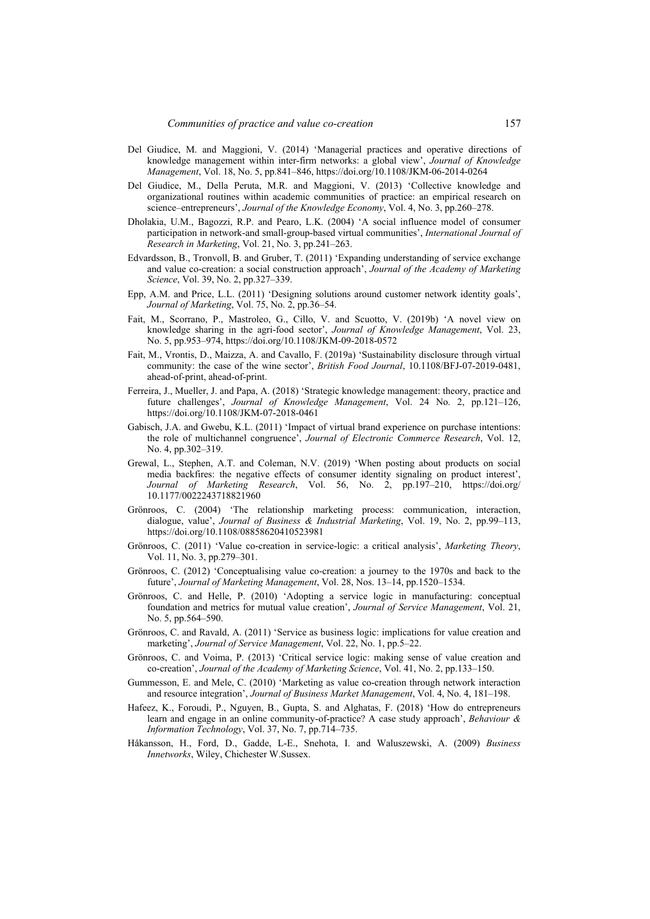Del Giudice, M. and Maggioni, V. (2014) 'Managerial practices and operative directions of knowledge management within inter-firm networks: a global view', *Journal of Knowledge Management*, Vol. 18, No. 5, pp.841–846, https://doi.org/10.1108/JKM-06-2014-0264

Del Giudice, M., Della Peruta, M.R. and Maggioni, V. (2013) 'Collective knowledge and organizational routines within academic communities of practice: an empirical research on science–entrepreneurs', *Journal of the Knowledge Economy*, Vol. 4, No. 3, pp.260–278.

Dholakia, U.M., Bagozzi, R.P. and Pearo, L.K. (2004) 'A social influence model of consumer participation in network-and small-group-based virtual communities', *International Journal of Research in Marketing*, Vol. 21, No. 3, pp.241–263.

Edvardsson, B., Tronvoll, B. and Gruber, T. (2011) 'Expanding understanding of service exchange and value co-creation: a social construction approach', *Journal of the Academy of Marketing Science*, Vol. 39, No. 2, pp.327–339.

Epp, A.M. and Price, L.L. (2011) 'Designing solutions around customer network identity goals', *Journal of Marketing*, Vol. 75, No. 2, pp.36–54.

Fait, M., Scorrano, P., Mastroleo, G., Cillo, V. and Scuotto, V. (2019b) 'A novel view on knowledge sharing in the agri-food sector', *Journal of Knowledge Management*, Vol. 23, No. 5, pp.953–974, https://doi.org/10.1108/JKM-09-2018-0572

Fait, M., Vrontis, D., Maizza, A. and Cavallo, F. (2019a) 'Sustainability disclosure through virtual community: the case of the wine sector', *British Food Journal*, 10.1108/BFJ-07-2019-0481, ahead-of-print, ahead-of-print.

Ferreira, J., Mueller, J. and Papa, A. (2018) 'Strategic knowledge management: theory, practice and future challenges', *Journal of Knowledge Management*, Vol. 24 No. 2, pp.121–126, https://doi.org/10.1108/JKM-07-2018-0461

Gabisch, J.A. and Gwebu, K.L. (2011) 'Impact of virtual brand experience on purchase intentions: the role of multichannel congruence', *Journal of Electronic Commerce Research*, Vol. 12, No. 4, pp.302–319.

Grewal, L., Stephen, A.T. and Coleman, N.V. (2019) 'When posting about products on social media backfires: the negative effects of consumer identity signaling on product interest', *Journal of Marketing Research*, Vol. 56, No. 2, pp.197–210, https://doi.org/10.1177/0022243718821960

Grönroos, C. (2004) 'The relationship marketing process: communication, interaction, dialogue, value', *Journal of Business & Industrial Marketing*, Vol. 19, No. 2, pp.99–113, https://doi.org/10.1108/08858620410523981

Grönroos, C. (2011) 'Value co-creation in service-logic: a critical analysis', *Marketing Theory*, Vol. 11, No. 3, pp.279–301.

Grönroos, C. (2012) 'Conceptualising value co-creation: a journey to the 1970s and back to the future', *Journal of Marketing Management*, Vol. 28, Nos. 13–14, pp.1520–1534.

Grönroos, C. and Helle, P. (2010) 'Adopting a service logic in manufacturing: conceptual foundation and metrics for mutual value creation', *Journal of Service Management*, Vol. 21, No. 5, pp.564–590.

Grönroos, C. and Ravald, A. (2011) 'Service as business logic: implications for value creation and marketing', *Journal of Service Management*, Vol. 22, No. 1, pp.5–22.

Grönroos, C. and Voima, P. (2013) 'Critical service logic: making sense of value creation and co-creation', *Journal of the Academy of Marketing Science*, Vol. 41, No. 2, pp.133–150.

Gummesson, E. and Mele, C. (2010) 'Marketing as value co-creation through network interaction and resource integration', *Journal of Business Market Management*, Vol. 4, No. 4, 181–198.

Hafeez, K., Foroudi, P., Nguyen, B., Gupta, S. and Alghatas, F. (2018) 'How do entrepreneurs learn and engage in an online community-of-practice? A case study approach', *Behaviour & Information Technology*, Vol. 37, No. 7, pp.714–735.

Håkansson, H., Ford, D., Gadde, L-E., Snehota, I. and Waluszewski, A. (2009) *Business Innetworks*, Wiley, Chichester W.Sussex.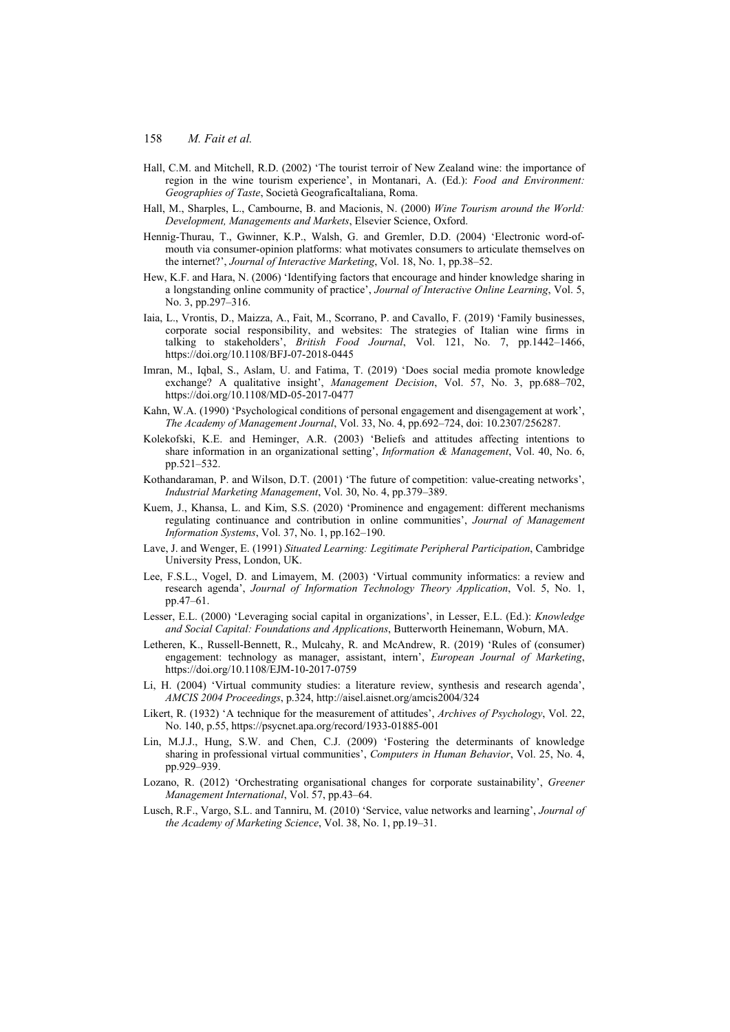Hall, C.M. and Mitchell, R.D. (2002) 'The tourist terroir of New Zealand wine: the importance of region in the wine tourism experience', in Montanari, A. (Ed.): *Food and Environment: Geographies of Taste*, Società GeograficaItaliana, Roma.

Hall, M., Sharples, L., Cambourne, B. and Macionis, N. (2000) *Wine Tourism around the World: Development, Managements and Markets*, Elsevier Science, Oxford.

Hennig-Thurau, T., Gwinner, K.P., Walsh, G. and Gremler, D.D. (2004) 'Electronic word-of-mouth via consumer-opinion platforms: what motivates consumers to articulate themselves on the internet?', *Journal of Interactive Marketing*, Vol. 18, No. 1, pp.38–52.

Hew, K.F. and Hara, N. (2006) 'Identifying factors that encourage and hinder knowledge sharing in a longstanding online community of practice', *Journal of Interactive Online Learning*, Vol. 5, No. 3, pp.297–316.

Iaia, L., Vrontis, D., Maizza, A., Fait, M., Scorrano, P. and Cavallo, F. (2019) 'Family businesses, corporate social responsibility, and websites: The strategies of Italian wine firms in talking to stakeholders', *British Food Journal*, Vol. 121, No. 7, pp.1442–1466, https://doi.org/10.1108/BFJ-07-2018-0445

Imran, M., Iqbal, S., Aslam, U. and Fatima, T. (2019) 'Does social media promote knowledge exchange? A qualitative insight', *Management Decision*, Vol. 57, No. 3, pp.688–702, https://doi.org/10.1108/MD-05-2017-0477

Kahn, W.A. (1990) 'Psychological conditions of personal engagement and disengagement at work', *The Academy of Management Journal*, Vol. 33, No. 4, pp.692–724, doi: 10.2307/256287.

Kolekofski, K.E. and Heminger, A.R. (2003) 'Beliefs and attitudes affecting intentions to share information in an organizational setting', *Information & Management*, Vol. 40, No. 6, pp.521–532.

Kothandaraman, P. and Wilson, D.T. (2001) 'The future of competition: value-creating networks', *Industrial Marketing Management*, Vol. 30, No. 4, pp.379–389.

Kuem, J., Khansa, L. and Kim, S.S. (2020) 'Prominence and engagement: different mechanisms regulating continuance and contribution in online communities', *Journal of Management Information Systems*, Vol. 37, No. 1, pp.162–190.

Lave, J. and Wenger, E. (1991) *Situated Learning: Legitimate Peripheral Participation*, Cambridge University Press, London, UK.

Lee, F.S.L., Vogel, D. and Limayem, M. (2003) 'Virtual community informatics: a review and research agenda', *Journal of Information Technology Theory Application*, Vol. 5, No. 1, pp.47–61.

Lesser, E.L. (2000) 'Leveraging social capital in organizations', in Lesser, E.L. (Ed.): *Knowledge and Social Capital: Foundations and Applications*, Butterworth Heinemann, Woburn, MA.

Letheren, K., Russell-Bennett, R., Mulcahy, R. and McAndrew, R. (2019) 'Rules of (consumer) engagement: technology as manager, assistant, intern', *European Journal of Marketing*, https://doi.org/10.1108/EJM-10-2017-0759

Li, H. (2004) 'Virtual community studies: a literature review, synthesis and research agenda', *AMCIS 2004 Proceedings*, p.324, http://aisel.aisnet.org/amcis2004/324

Likert, R. (1932) 'A technique for the measurement of attitudes', *Archives of Psychology*, Vol. 22, No. 140, p.55, https://psycnet.apa.org/record/1933-01885-001

Lin, M.J.J., Hung, S.W. and Chen, C.J. (2009) 'Fostering the determinants of knowledge sharing in professional virtual communities', *Computers in Human Behavior*, Vol. 25, No. 4, pp.929–939.

Lozano, R. (2012) 'Orchestrating organisational changes for corporate sustainability', *Greener Management International*, Vol. 57, pp.43–64.

Lusch, R.F., Vargo, S.L. and Tanniru, M. (2010) 'Service, value networks and learning', *Journal of the Academy of Marketing Science*, Vol. 38, No. 1, pp.19–31.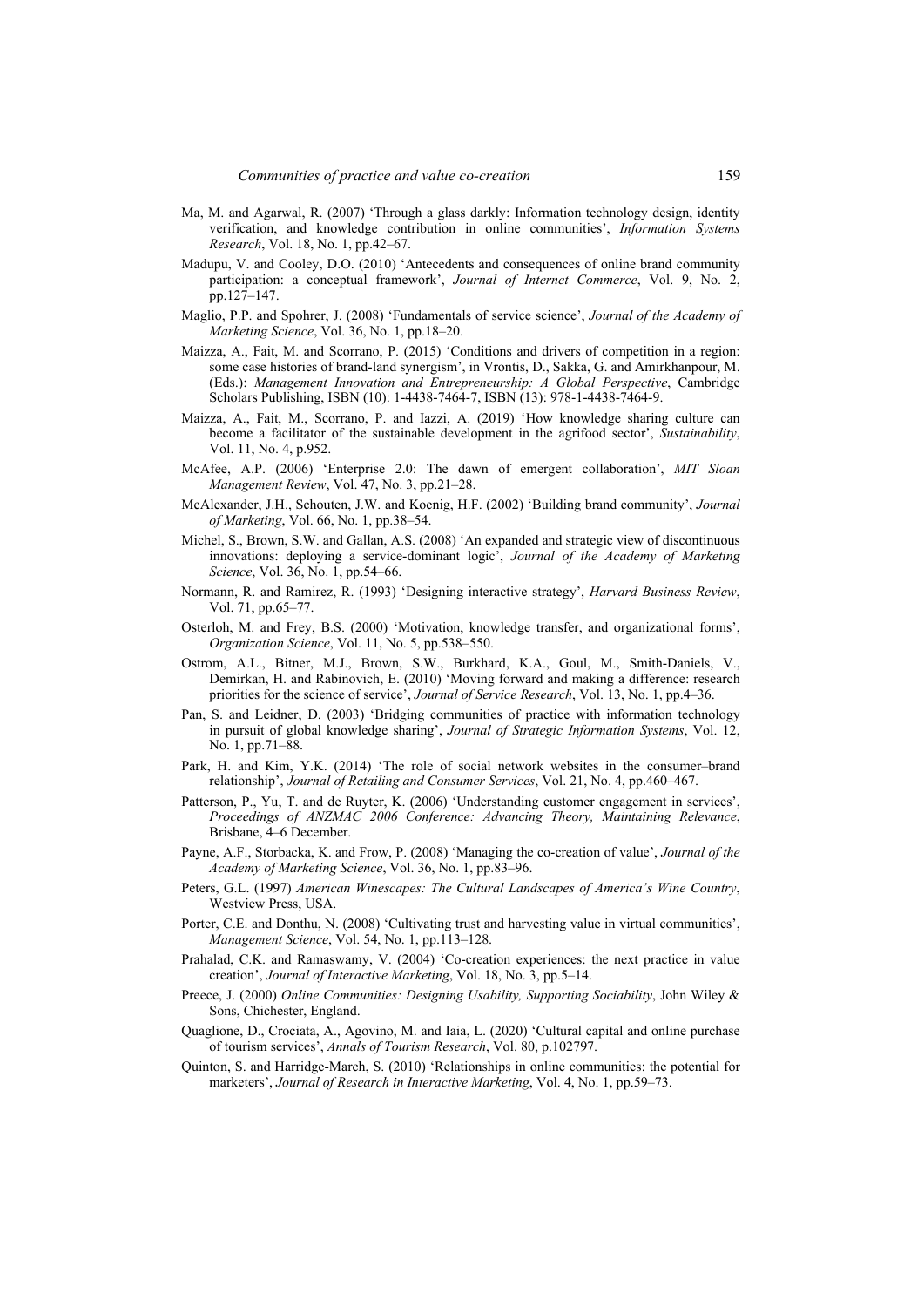Ma, M. and Agarwal, R. (2007) 'Through a glass darkly: Information technology design, identity verification, and knowledge contribution in online communities', *Information Systems Research*, Vol. 18, No. 1, pp.42–67.

Madupu, V. and Cooley, D.O. (2010) 'Antecedents and consequences of online brand community participation: a conceptual framework', *Journal of Internet Commerce*, Vol. 9, No. 2, pp.127–147.

Maglio, P.P. and Spohrer, J. (2008) 'Fundamentals of service science', *Journal of the Academy of Marketing Science*, Vol. 36, No. 1, pp.18–20.

Maizza, A., Fait, M. and Scorrano, P. (2015) 'Conditions and drivers of competition in a region: some case histories of brand-land synergism', in Vrontis, D., Sakka, G. and Amirkhanpour, M. (Eds.): *Management Innovation and Entrepreneurship: A Global Perspective*, Cambridge Scholars Publishing, ISBN (10): 1-4438-7464-7, ISBN (13): 978-1-4438-7464-9.

Maizza, A., Fait, M., Scorrano, P. and Iazzi, A. (2019) 'How knowledge sharing culture can become a facilitator of the sustainable development in the agrifood sector', *Sustainability*, Vol. 11, No. 4, p.952.

McAfee, A.P. (2006) 'Enterprise 2.0: The dawn of emergent collaboration', *MIT Sloan Management Review*, Vol. 47, No. 3, pp.21–28.

McAlexander, J.H., Schouten, J.W. and Koenig, H.F. (2002) 'Building brand community', *Journal of Marketing*, Vol. 66, No. 1, pp.38–54.

Michel, S., Brown, S.W. and Gallan, A.S. (2008) 'An expanded and strategic view of discontinuous innovations: deploying a service-dominant logic', *Journal of the Academy of Marketing Science*, Vol. 36, No. 1, pp.54–66.

Normann, R. and Ramirez, R. (1993) 'Designing interactive strategy', *Harvard Business Review*, Vol. 71, pp.65–77.

Osterloh, M. and Frey, B.S. (2000) 'Motivation, knowledge transfer, and organizational forms', *Organization Science*, Vol. 11, No. 5, pp.538–550.

Ostrom, A.L., Bitner, M.J., Brown, S.W., Burkhard, K.A., Goul, M., Smith-Daniels, V., Demirkan, H. and Rabinovich, E. (2010) 'Moving forward and making a difference: research priorities for the science of service', *Journal of Service Research*, Vol. 13, No. 1, pp.4–36.

Pan, S. and Leidner, D. (2003) 'Bridging communities of practice with information technology in pursuit of global knowledge sharing', *Journal of Strategic Information Systems*, Vol. 12, No. 1, pp.71–88.

Park, H. and Kim, Y.K. (2014) 'The role of social network websites in the consumer–brand relationship', *Journal of Retailing and Consumer Services*, Vol. 21, No. 4, pp.460–467.

Patterson, P., Yu, T. and de Ruyter, K. (2006) 'Understanding customer engagement in services', *Proceedings of ANZMAC 2006 Conference: Advancing Theory, Maintaining Relevance*, Brisbane, 4–6 December.

Payne, A.F., Storbacka, K. and Frow, P. (2008) 'Managing the co-creation of value', *Journal of the Academy of Marketing Science*, Vol. 36, No. 1, pp.83–96.

Peters, G.L. (1997) *American Winescapes: The Cultural Landscapes of America's Wine Country*, Westview Press, USA.

Porter, C.E. and Donthu, N. (2008) 'Cultivating trust and harvesting value in virtual communities', *Management Science*, Vol. 54, No. 1, pp.113–128.

Prahalad, C.K. and Ramaswamy, V. (2004) 'Co-creation experiences: the next practice in value creation', *Journal of Interactive Marketing*, Vol. 18, No. 3, pp.5–14.

Preece, J. (2000) *Online Communities: Designing Usability, Supporting Sociability*, John Wiley & Sons, Chichester, England.

Quaglione, D., Crociata, A., Agovino, M. and Iaia, L. (2020) 'Cultural capital and online purchase of tourism services', *Annals of Tourism Research*, Vol. 80, p.102797.

Quinton, S. and Harridge-March, S. (2010) 'Relationships in online communities: the potential for marketers', *Journal of Research in Interactive Marketing*, Vol. 4, No. 1, pp.59–73.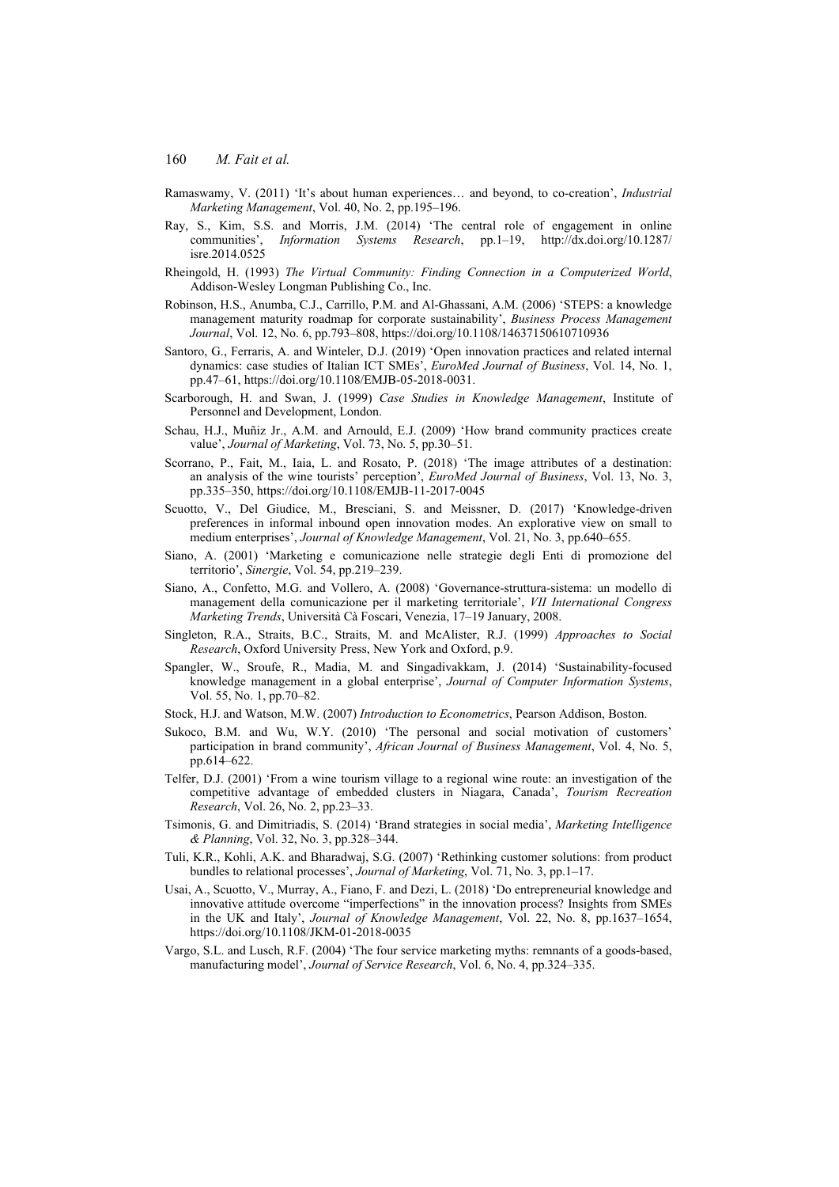Ramaswamy, V. (2011) 'It's about human experiences… and beyond, to co-creation', *Industrial Marketing Management*, Vol. 40, No. 2, pp.195–196.

Ray, S., Kim, S.S. and Morris, J.M. (2014) 'The central role of engagement in online communities', *Information Systems Research*, pp.1–19, http://dx.doi.org/10.1287/isre.2014.0525

Rheingold, H. (1993) *The Virtual Community: Finding Connection in a Computerized World*, Addison-Wesley Longman Publishing Co., Inc.

Robinson, H.S., Anumba, C.J., Carrillo, P.M. and Al-Ghassani, A.M. (2006) 'STEPS: a knowledge management maturity roadmap for corporate sustainability', *Business Process Management Journal*, Vol. 12, No. 6, pp.793–808, https://doi.org/10.1108/14637150610710936

Santoro, G., Ferraris, A. and Winteler, D.J. (2019) 'Open innovation practices and related internal dynamics: case studies of Italian ICT SMEs', *EuroMed Journal of Business*, Vol. 14, No. 1, pp.47–61, https://doi.org/10.1108/EMJB-05-2018-0031.

Scarborough, H. and Swan, J. (1999) *Case Studies in Knowledge Management*, Institute of Personnel and Development, London.

Schau, H.J., Muñiz Jr., A.M. and Arnould, E.J. (2009) 'How brand community practices create value', *Journal of Marketing*, Vol. 73, No. 5, pp.30–51.

Scorrano, P., Fait, M., Iaia, L. and Rosato, P. (2018) 'The image attributes of a destination: an analysis of the wine tourists' perception', *EuroMed Journal of Business*, Vol. 13, No. 3, pp.335–350, https://doi.org/10.1108/EMJB-11-2017-0045

Scuotto, V., Del Giudice, M., Bresciani, S. and Meissner, D. (2017) 'Knowledge-driven preferences in informal inbound open innovation modes. An explorative view on small to medium enterprises', *Journal of Knowledge Management*, Vol. 21, No. 3, pp.640–655.

Siano, A. (2001) 'Marketing e comunicazione nelle strategie degli Enti di promozione del territorio', *Sinergie*, Vol. 54, pp.219–239.

Siano, A., Confetto, M.G. and Vollero, A. (2008) 'Governance-struttura-sistema: un modello di management della comunicazione per il marketing territoriale', *VII International Congress Marketing Trends*, Università Cà Foscari, Venezia, 17–19 January, 2008.

Singleton, R.A., Straits, B.C., Straits, M. and McAlister, R.J. (1999) *Approaches to Social Research*, Oxford University Press, New York and Oxford, p.9.

Spangler, W., Sroufe, R., Madia, M. and Singadivakkam, J. (2014) 'Sustainability-focused knowledge management in a global enterprise', *Journal of Computer Information Systems*, Vol. 55, No. 1, pp.70–82.

Stock, H.J. and Watson, M.W. (2007) *Introduction to Econometrics*, Pearson Addison, Boston.

Sukoco, B.M. and Wu, W.Y. (2010) 'The personal and social motivation of customers' participation in brand community', *African Journal of Business Management*, Vol. 4, No. 5, pp.614–622.

Telfer, D.J. (2001) 'From a wine tourism village to a regional wine route: an investigation of the competitive advantage of embedded clusters in Niagara, Canada', *Tourism Recreation Research*, Vol. 26, No. 2, pp.23–33.

Tsimonis, G. and Dimitriadis, S. (2014) 'Brand strategies in social media', *Marketing Intelligence & Planning*, Vol. 32, No. 3, pp.328–344.

Tuli, K.R., Kohli, A.K. and Bharadwaj, S.G. (2007) 'Rethinking customer solutions: from product bundles to relational processes', *Journal of Marketing*, Vol. 71, No. 3, pp.1–17.

Usai, A., Scuotto, V., Murray, A., Fiano, F. and Dezi, L. (2018) 'Do entrepreneurial knowledge and innovative attitude overcome "imperfections" in the innovation process? Insights from SMEs in the UK and Italy', *Journal of Knowledge Management*, Vol. 22, No. 8, pp.1637–1654, https://doi.org/10.1108/JKM-01-2018-0035

Vargo, S.L. and Lusch, R.F. (2004) 'The four service marketing myths: remnants of a goods-based, manufacturing model', *Journal of Service Research*, Vol. 6, No. 4, pp.324–335.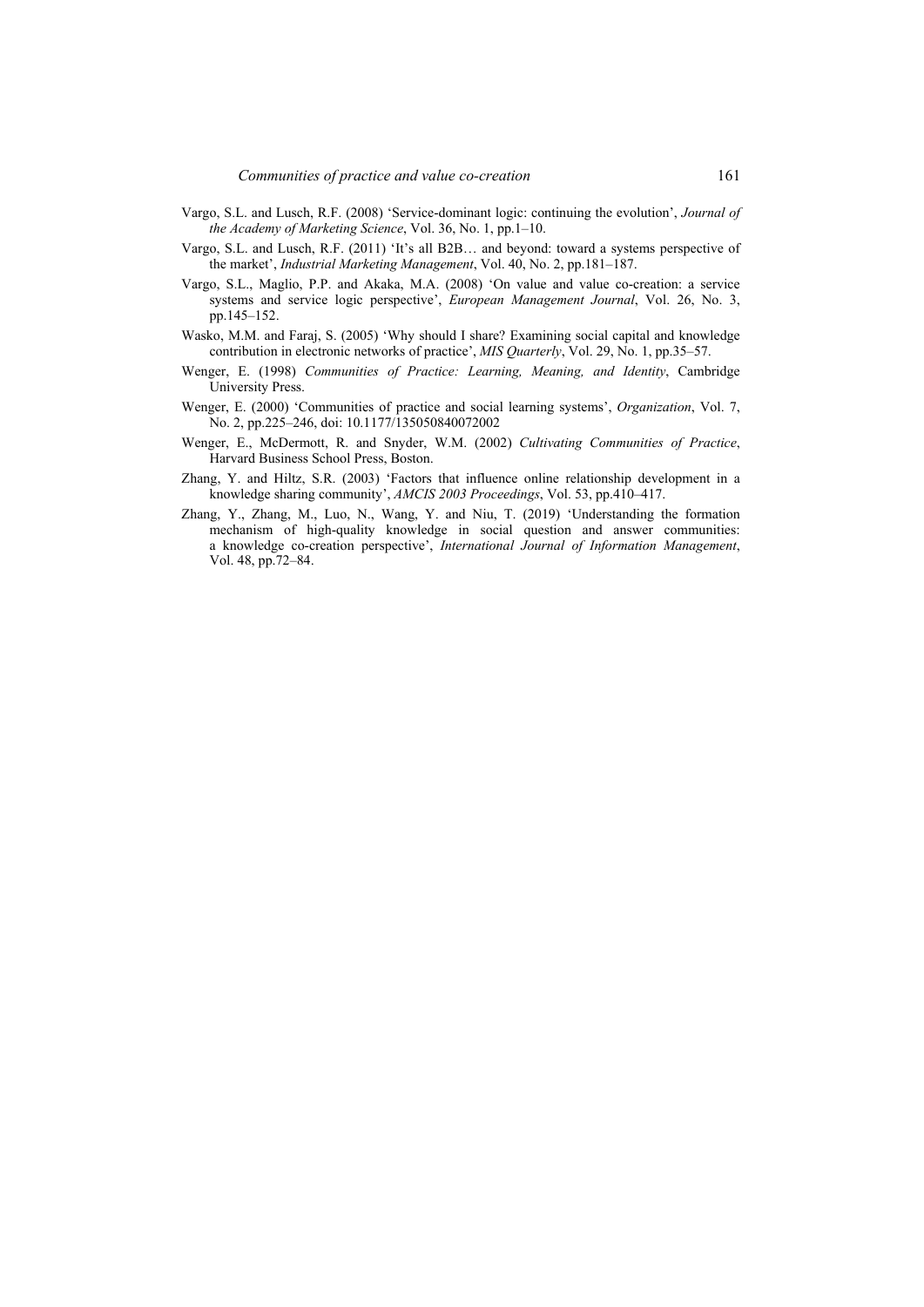Vargo, S.L. and Lusch, R.F. (2008) 'Service-dominant logic: continuing the evolution', *Journal of the Academy of Marketing Science*, Vol. 36, No. 1, pp.1–10.

Vargo, S.L. and Lusch, R.F. (2011) 'It's all B2B… and beyond: toward a systems perspective of the market', *Industrial Marketing Management*, Vol. 40, No. 2, pp.181–187.

Vargo, S.L., Maglio, P.P. and Akaka, M.A. (2008) 'On value and value co-creation: a service systems and service logic perspective', *European Management Journal*, Vol. 26, No. 3, pp.145–152.

Wasko, M.M. and Faraj, S. (2005) 'Why should I share? Examining social capital and knowledge contribution in electronic networks of practice', *MIS Quarterly*, Vol. 29, No. 1, pp.35–57.

Wenger, E. (1998) *Communities of Practice: Learning, Meaning, and Identity*, Cambridge University Press.

Wenger, E. (2000) 'Communities of practice and social learning systems', *Organization*, Vol. 7, No. 2, pp.225–246, doi: 10.1177/135050840072002

Wenger, E., McDermott, R. and Snyder, W.M. (2002) *Cultivating Communities of Practice*, Harvard Business School Press, Boston.

Zhang, Y. and Hiltz, S.R. (2003) 'Factors that influence online relationship development in a knowledge sharing community', *AMCIS 2003 Proceedings*, Vol. 53, pp.410–417.

Zhang, Y., Zhang, M., Luo, N., Wang, Y. and Niu, T. (2019) 'Understanding the formation mechanism of high-quality knowledge in social question and answer communities: a knowledge co-creation perspective', *International Journal of Information Management*, Vol. 48, pp.72–84.